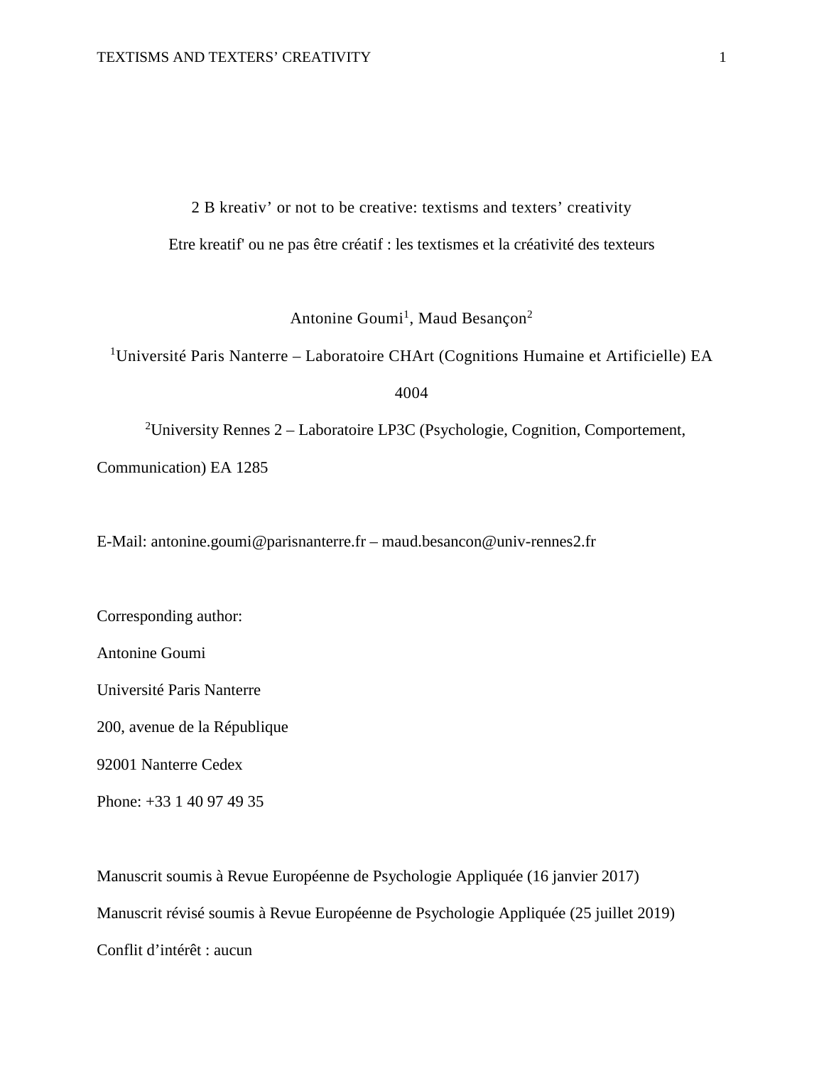# 2 B kreativ' or not to be creative: textisms and texters' creativity

Etre kreatif' ou ne pas être créatif : les textismes et la créativité des texteurs

Antonine Goumi[1], Maud Besançon[2]

[1]Université Paris Nanterre – Laboratoire CHArt (Cognitions Humaine et Artificielle) EA 4004

[2]University Rennes 2 – Laboratoire LP3C (Psychologie, Cognition, Comportement, Communication) EA 1285

E-Mail: antonine.goumi@parisnanterre.fr – maud.besancon@univ-rennes2.fr

Corresponding author:

Antonine Goumi

Université Paris Nanterre

200, avenue de la République

92001 Nanterre Cedex

Phone: +33 1 40 97 49 35

Manuscrit soumis à Revue Européenne de Psychologie Appliquée (16 janvier 2017)

Manuscrit révisé soumis à Revue Européenne de Psychologie Appliquée (25 juillet 2019)

Conflit d'intérêt : aucun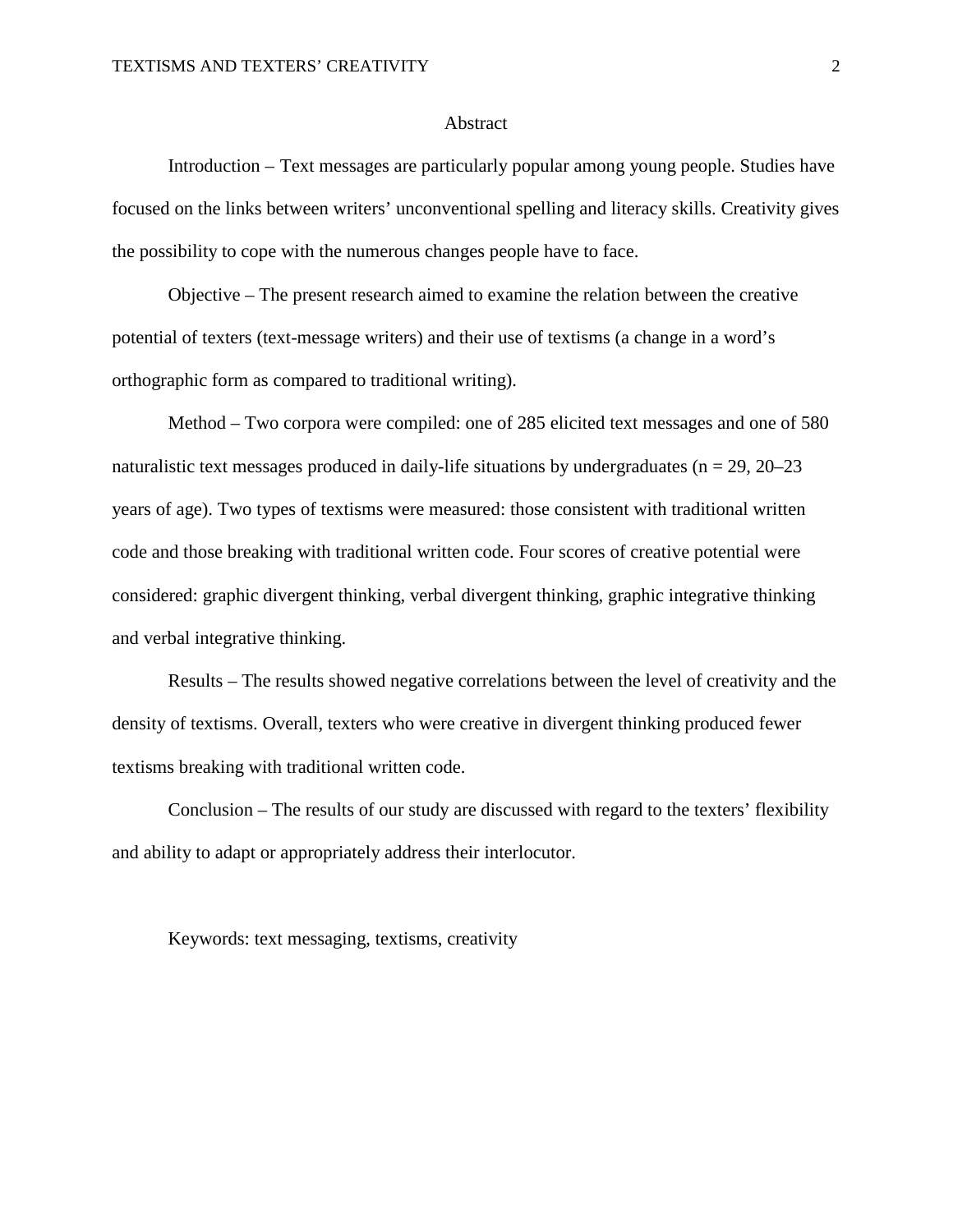# Abstract

Introduction – Text messages are particularly popular among young people. Studies have focused on the links between writers' unconventional spelling and literacy skills. Creativity gives the possibility to cope with the numerous changes people have to face.

Objective – The present research aimed to examine the relation between the creative potential of texters (text-message writers) and their use of textisms (a change in a word's orthographic form as compared to traditional writing).

Method – Two corpora were compiled: one of 285 elicited text messages and one of 580 naturalistic text messages produced in daily-life situations by undergraduates ($n = 29$, 20–23 years of age). Two types of textisms were measured: those consistent with traditional written code and those breaking with traditional written code. Four scores of creative potential were considered: graphic divergent thinking, verbal divergent thinking, graphic integrative thinking and verbal integrative thinking.

Results – The results showed negative correlations between the level of creativity and the density of textisms. Overall, texters who were creative in divergent thinking produced fewer textisms breaking with traditional written code.

Conclusion – The results of our study are discussed with regard to the texters' flexibility and ability to adapt or appropriately address their interlocutor.

Keywords: text messaging, textisms, creativity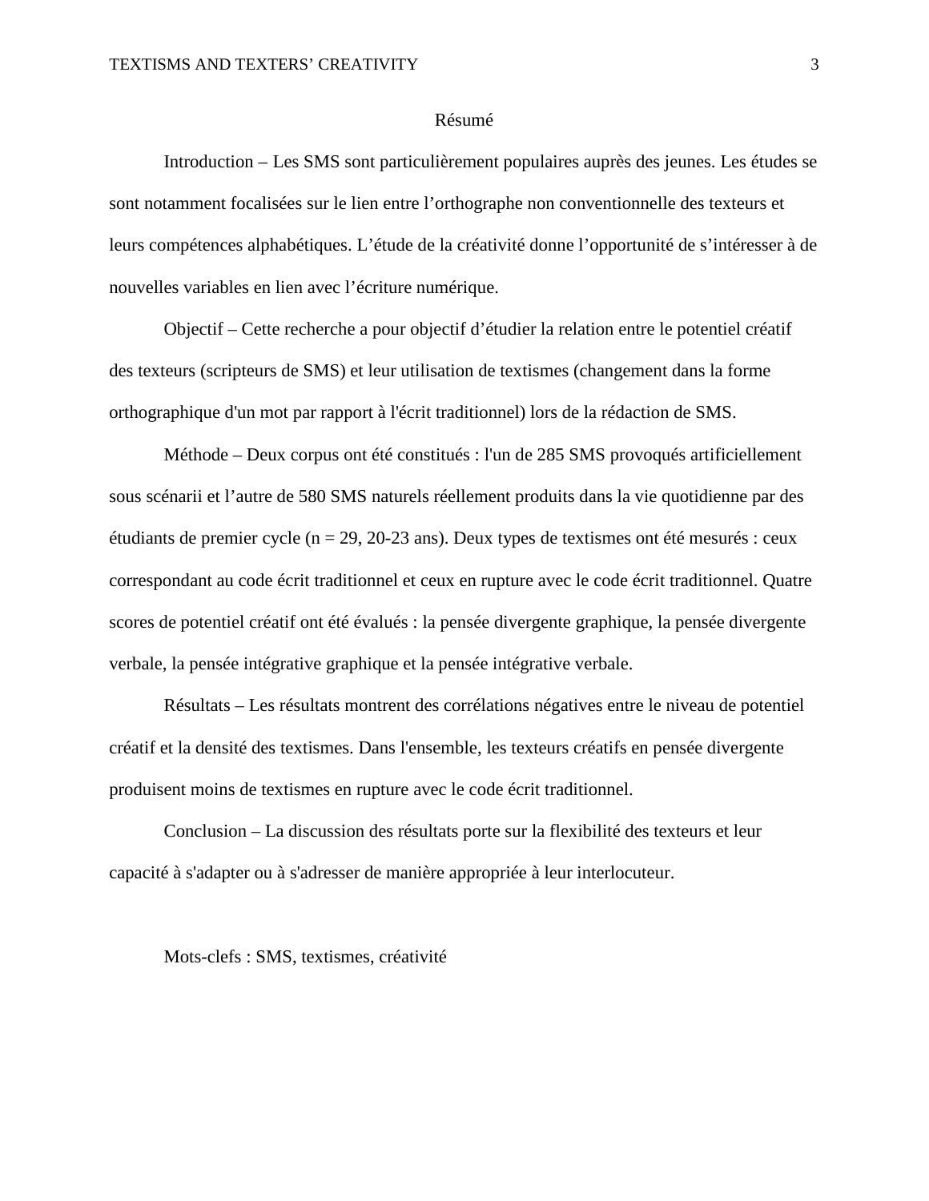# Résumé

Introduction – Les SMS sont particulièrement populaires auprès des jeunes. Les études se sont notamment focalisées sur le lien entre l'orthographe non conventionnelle des texteurs et leurs compétences alphabétiques. L'étude de la créativité donne l'opportunité de s'intéresser à de nouvelles variables en lien avec l'écriture numérique.

Objectif – Cette recherche a pour objectif d'étudier la relation entre le potentiel créatif des texteurs (scripteurs de SMS) et leur utilisation de textismes (changement dans la forme orthographique d'un mot par rapport à l'écrit traditionnel) lors de la rédaction de SMS.

Méthode – Deux corpus ont été constitués : l'un de 285 SMS provoqués artificiellement sous scénarii et l'autre de 580 SMS naturels réellement produits dans la vie quotidienne par des étudiants de premier cycle ($n = 29$, 20-23 ans). Deux types de textismes ont été mesurés : ceux correspondant au code écrit traditionnel et ceux en rupture avec le code écrit traditionnel. Quatre scores de potentiel créatif ont été évalués : la pensée divergente graphique, la pensée divergente verbale, la pensée intégrative graphique et la pensée intégrative verbale.

Résultats – Les résultats montrent des corrélations négatives entre le niveau de potentiel créatif et la densité des textismes. Dans l'ensemble, les texteurs créatifs en pensée divergente produisent moins de textismes en rupture avec le code écrit traditionnel.

Conclusion – La discussion des résultats porte sur la flexibilité des texteurs et leur capacité à s'adapter ou à s'adresser de manière appropriée à leur interlocuteur.

Mots-clefs : SMS, textismes, créativité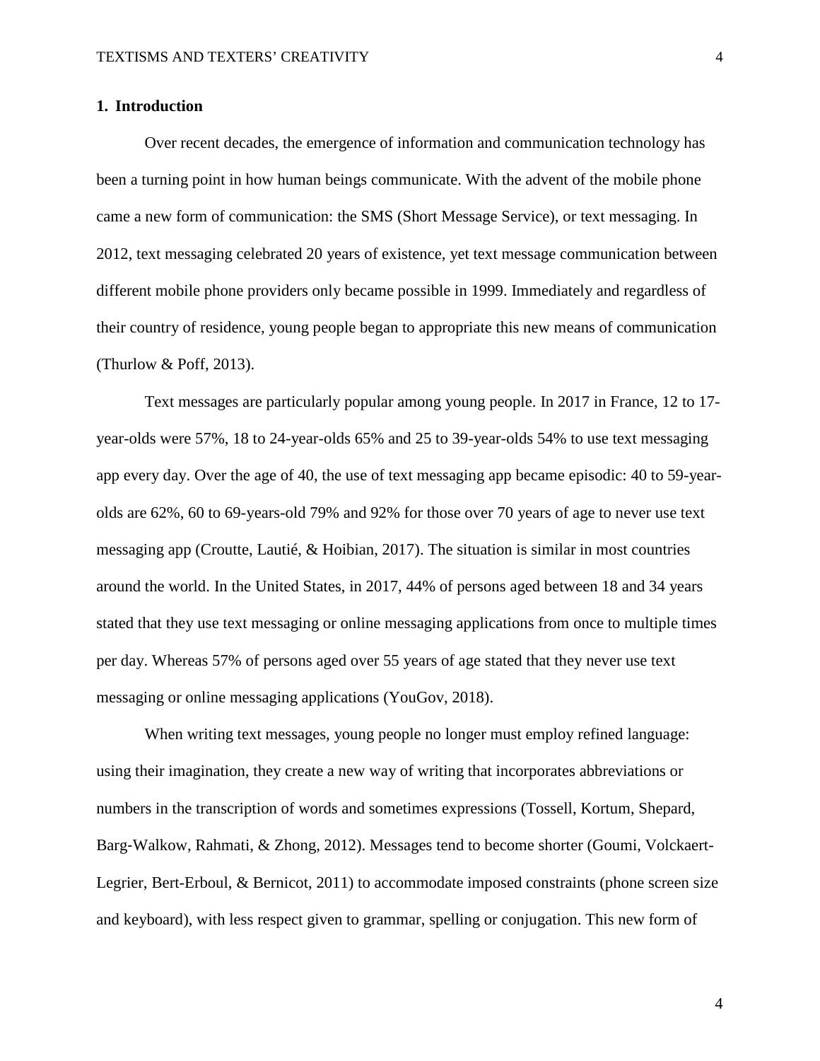## 1. Introduction

Over recent decades, the emergence of information and communication technology has been a turning point in how human beings communicate. With the advent of the mobile phone came a new form of communication: the SMS (Short Message Service), or text messaging. In 2012, text messaging celebrated 20 years of existence, yet text message communication between different mobile phone providers only became possible in 1999. Immediately and regardless of their country of residence, young people began to appropriate this new means of communication (Thurlow & Poff, 2013).

Text messages are particularly popular among young people. In 2017 in France, 12 to 17-year-olds were 57%, 18 to 24-year-olds 65% and 25 to 39-year-olds 54% to use text messaging app every day. Over the age of 40, the use of text messaging app became episodic: 40 to 59-year-olds are 62%, 60 to 69-years-old 79% and 92% for those over 70 years of age to never use text messaging app (Croutte, Lautié, & Hoibian, 2017). The situation is similar in most countries around the world. In the United States, in 2017, 44% of persons aged between 18 and 34 years stated that they use text messaging or online messaging applications from once to multiple times per day. Whereas 57% of persons aged over 55 years of age stated that they never use text messaging or online messaging applications (YouGov, 2018).

When writing text messages, young people no longer must employ refined language: using their imagination, they create a new way of writing that incorporates abbreviations or numbers in the transcription of words and sometimes expressions (Tossell, Kortum, Shepard, Barg-Walkow, Rahmati, & Zhong, 2012). Messages tend to become shorter (Goumi, Volckaert-Legrier, Bert-Erboul, & Bernicot, 2011) to accommodate imposed constraints (phone screen size and keyboard), with less respect given to grammar, spelling or conjugation. This new form of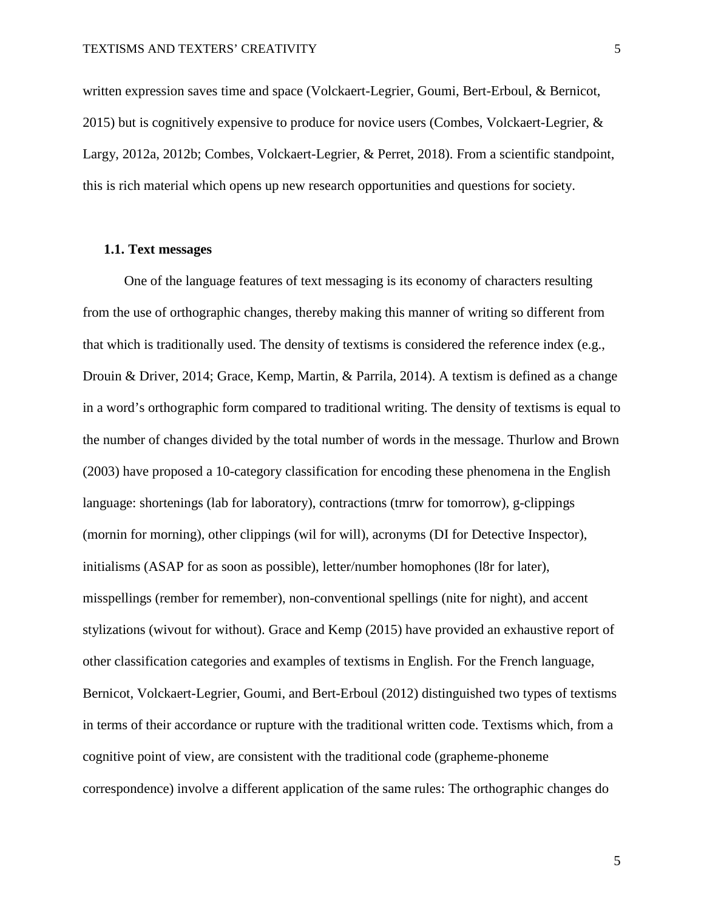written expression saves time and space (Volckaert-Legrier, Goumi, Bert-Erboul, & Bernicot, 2015) but is cognitively expensive to produce for novice users (Combes, Volckaert-Legrier, & Largy, 2012a, 2012b; Combes, Volckaert-Legrier, & Perret, 2018). From a scientific standpoint, this is rich material which opens up new research opportunities and questions for society.

### 1.1. Text messages

One of the language features of text messaging is its economy of characters resulting from the use of orthographic changes, thereby making this manner of writing so different from that which is traditionally used. The density of textisms is considered the reference index (e.g., Drouin & Driver, 2014; Grace, Kemp, Martin, & Parrila, 2014). A textism is defined as a change in a word's orthographic form compared to traditional writing. The density of textisms is equal to the number of changes divided by the total number of words in the message. Thurlow and Brown (2003) have proposed a 10-category classification for encoding these phenomena in the English language: shortenings (lab for laboratory), contractions (tmrw for tomorrow), g-clippings (mornin for morning), other clippings (wil for will), acronyms (DI for Detective Inspector), initialisms (ASAP for as soon as possible), letter/number homophones (l8r for later), misspellings (rember for remember), non-conventional spellings (nite for night), and accent stylizations (wivout for without). Grace and Kemp (2015) have provided an exhaustive report of other classification categories and examples of textisms in English. For the French language, Bernicot, Volckaert-Legrier, Goumi, and Bert-Erboul (2012) distinguished two types of textisms in terms of their accordance or rupture with the traditional written code. Textisms which, from a cognitive point of view, are consistent with the traditional code (grapheme-phoneme correspondence) involve a different application of the same rules: The orthographic changes do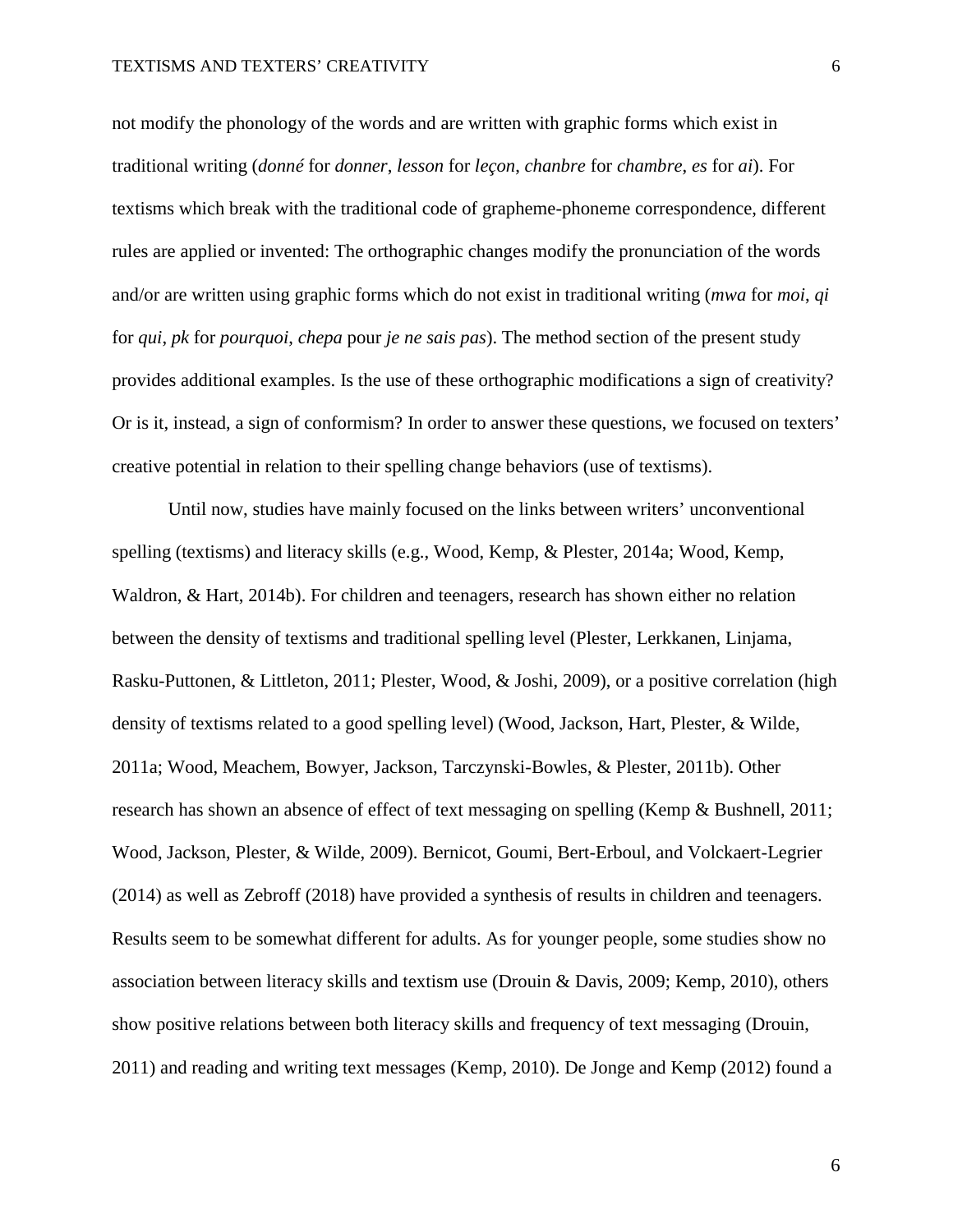not modify the phonology of the words and are written with graphic forms which exist in traditional writing (*donné* for *donner*, *lesson* for *leçon*, *chanbre* for *chambre*, *es* for *ai*). For textisms which break with the traditional code of grapheme-phoneme correspondence, different rules are applied or invented: The orthographic changes modify the pronunciation of the words and/or are written using graphic forms which do not exist in traditional writing (*mwa* for *moi*, *qi* for *qui*, *pk* for *pourquoi*, *chepa* pour *je ne sais pas*). The method section of the present study provides additional examples. Is the use of these orthographic modifications a sign of creativity? Or is it, instead, a sign of conformism? In order to answer these questions, we focused on texters' creative potential in relation to their spelling change behaviors (use of textisms).

Until now, studies have mainly focused on the links between writers' unconventional spelling (textisms) and literacy skills (e.g., Wood, Kemp, & Plester, 2014a; Wood, Kemp, Waldron, & Hart, 2014b). For children and teenagers, research has shown either no relation between the density of textisms and traditional spelling level (Plester, Lerkkanen, Linjama, Rasku-Puttonen, & Littleton, 2011; Plester, Wood, & Joshi, 2009), or a positive correlation (high density of textisms related to a good spelling level) (Wood, Jackson, Hart, Plester, & Wilde, 2011a; Wood, Meachem, Bowyer, Jackson, Tarczynski-Bowles, & Plester, 2011b). Other research has shown an absence of effect of text messaging on spelling (Kemp & Bushnell, 2011; Wood, Jackson, Plester, & Wilde, 2009). Bernicot, Goumi, Bert-Erboul, and Volckaert-Legrier (2014) as well as Zebroff (2018) have provided a synthesis of results in children and teenagers. Results seem to be somewhat different for adults. As for younger people, some studies show no association between literacy skills and textism use (Drouin & Davis, 2009; Kemp, 2010), others show positive relations between both literacy skills and frequency of text messaging (Drouin, 2011) and reading and writing text messages (Kemp, 2010). De Jonge and Kemp (2012) found a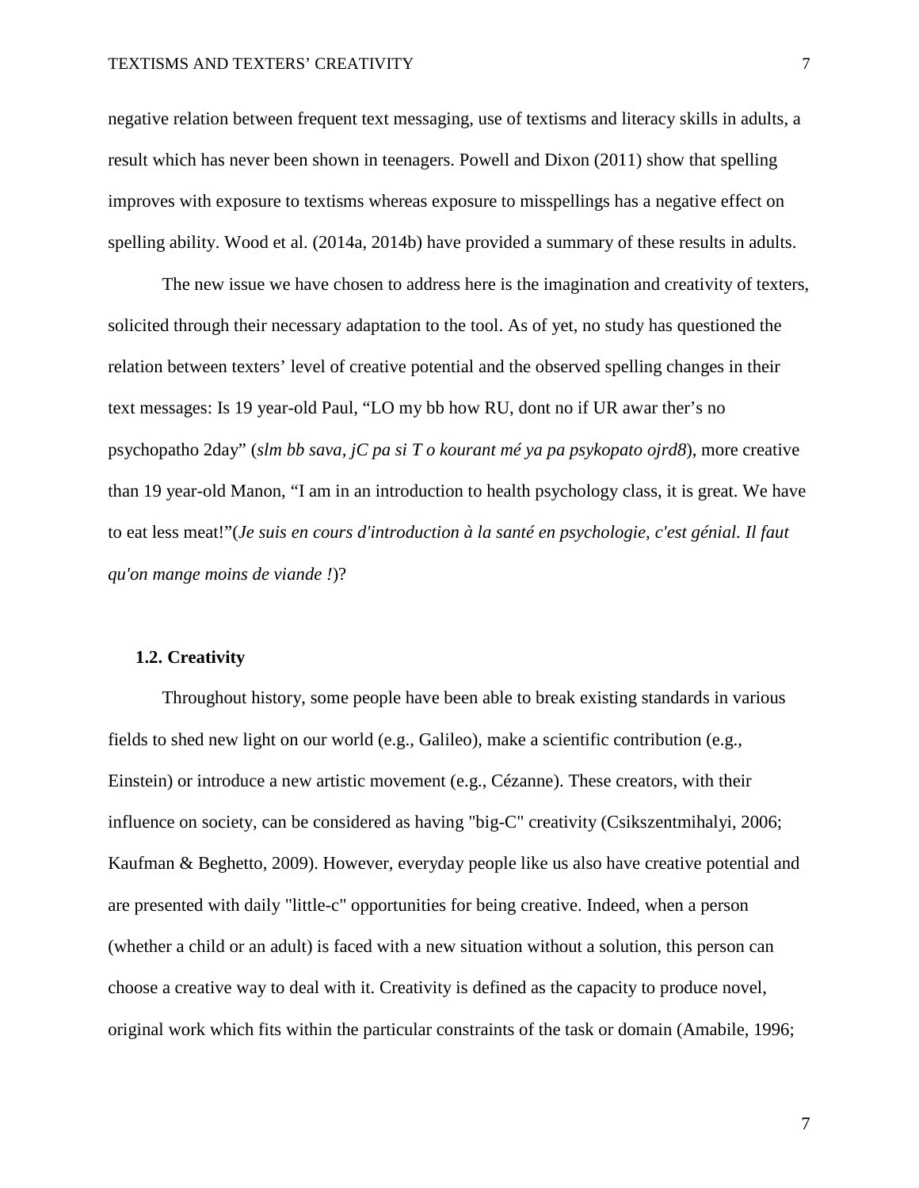negative relation between frequent text messaging, use of textisms and literacy skills in adults, a result which has never been shown in teenagers. Powell and Dixon (2011) show that spelling improves with exposure to textisms whereas exposure to misspellings has a negative effect on spelling ability. Wood et al. (2014a, 2014b) have provided a summary of these results in adults.

The new issue we have chosen to address here is the imagination and creativity of texters, solicited through their necessary adaptation to the tool. As of yet, no study has questioned the relation between texters' level of creative potential and the observed spelling changes in their text messages: Is 19 year-old Paul, "LO my bb how RU, dont no if UR awar ther's no psychopatho 2day" (*slm bb sava, jC pa si T o kourant mé ya pa psykopato ojrd8*), more creative than 19 year-old Manon, "I am in an introduction to health psychology class, it is great. We have to eat less meat!"(*Je suis en cours d'introduction à la santé en psychologie, c'est génial. Il faut qu'on mange moins de viande !*)?

### 1.2. Creativity

Throughout history, some people have been able to break existing standards in various fields to shed new light on our world (e.g., Galileo), make a scientific contribution (e.g., Einstein) or introduce a new artistic movement (e.g., Cézanne). These creators, with their influence on society, can be considered as having "big-C" creativity (Csikszentmihalyi, 2006; Kaufman & Beghetto, 2009). However, everyday people like us also have creative potential and are presented with daily "little-c" opportunities for being creative. Indeed, when a person (whether a child or an adult) is faced with a new situation without a solution, this person can choose a creative way to deal with it. Creativity is defined as the capacity to produce novel, original work which fits within the particular constraints of the task or domain (Amabile, 1996;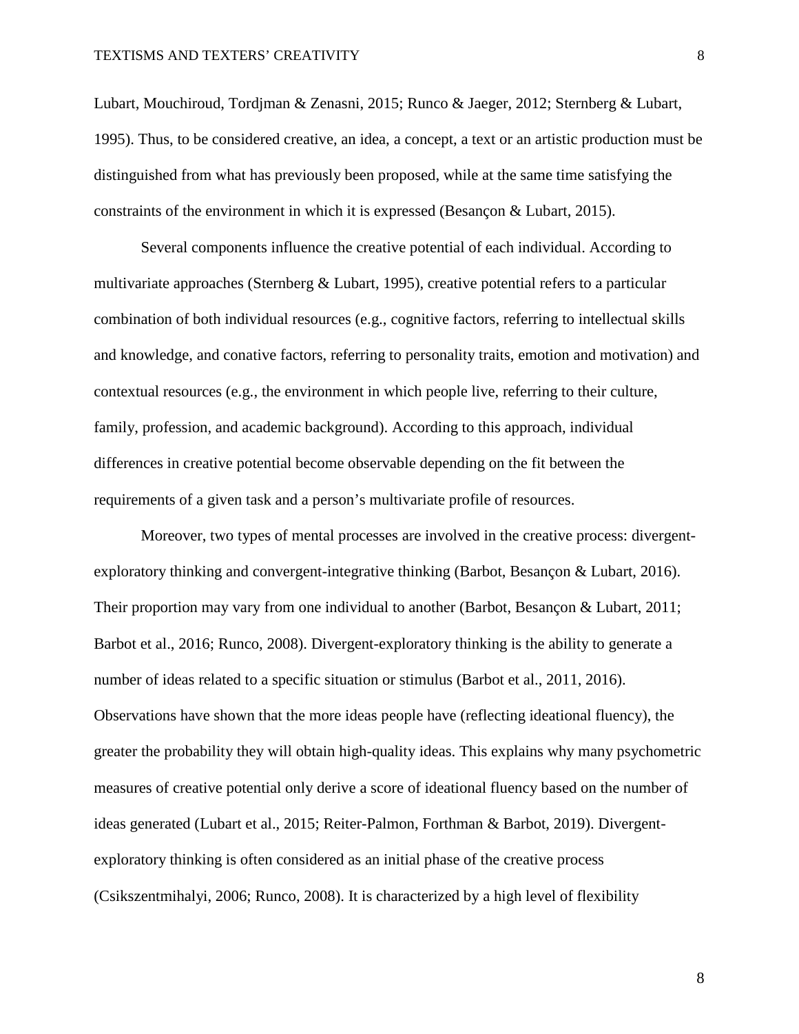Lubart, Mouchiroud, Tordjman & Zenasni, 2015; Runco & Jaeger, 2012; Sternberg & Lubart, 1995). Thus, to be considered creative, an idea, a concept, a text or an artistic production must be distinguished from what has previously been proposed, while at the same time satisfying the constraints of the environment in which it is expressed (Besançon & Lubart, 2015).

Several components influence the creative potential of each individual. According to multivariate approaches (Sternberg & Lubart, 1995), creative potential refers to a particular combination of both individual resources (e.g., cognitive factors, referring to intellectual skills and knowledge, and conative factors, referring to personality traits, emotion and motivation) and contextual resources (e.g., the environment in which people live, referring to their culture, family, profession, and academic background). According to this approach, individual differences in creative potential become observable depending on the fit between the requirements of a given task and a person's multivariate profile of resources.

Moreover, two types of mental processes are involved in the creative process: divergent-exploratory thinking and convergent-integrative thinking (Barbot, Besançon & Lubart, 2016). Their proportion may vary from one individual to another (Barbot, Besançon & Lubart, 2011; Barbot et al., 2016; Runco, 2008). Divergent-exploratory thinking is the ability to generate a number of ideas related to a specific situation or stimulus (Barbot et al., 2011, 2016). Observations have shown that the more ideas people have (reflecting ideational fluency), the greater the probability they will obtain high-quality ideas. This explains why many psychometric measures of creative potential only derive a score of ideational fluency based on the number of ideas generated (Lubart et al., 2015; Reiter-Palmon, Forthman & Barbot, 2019). Divergent-exploratory thinking is often considered as an initial phase of the creative process (Csikszentmihalyi, 2006; Runco, 2008). It is characterized by a high level of flexibility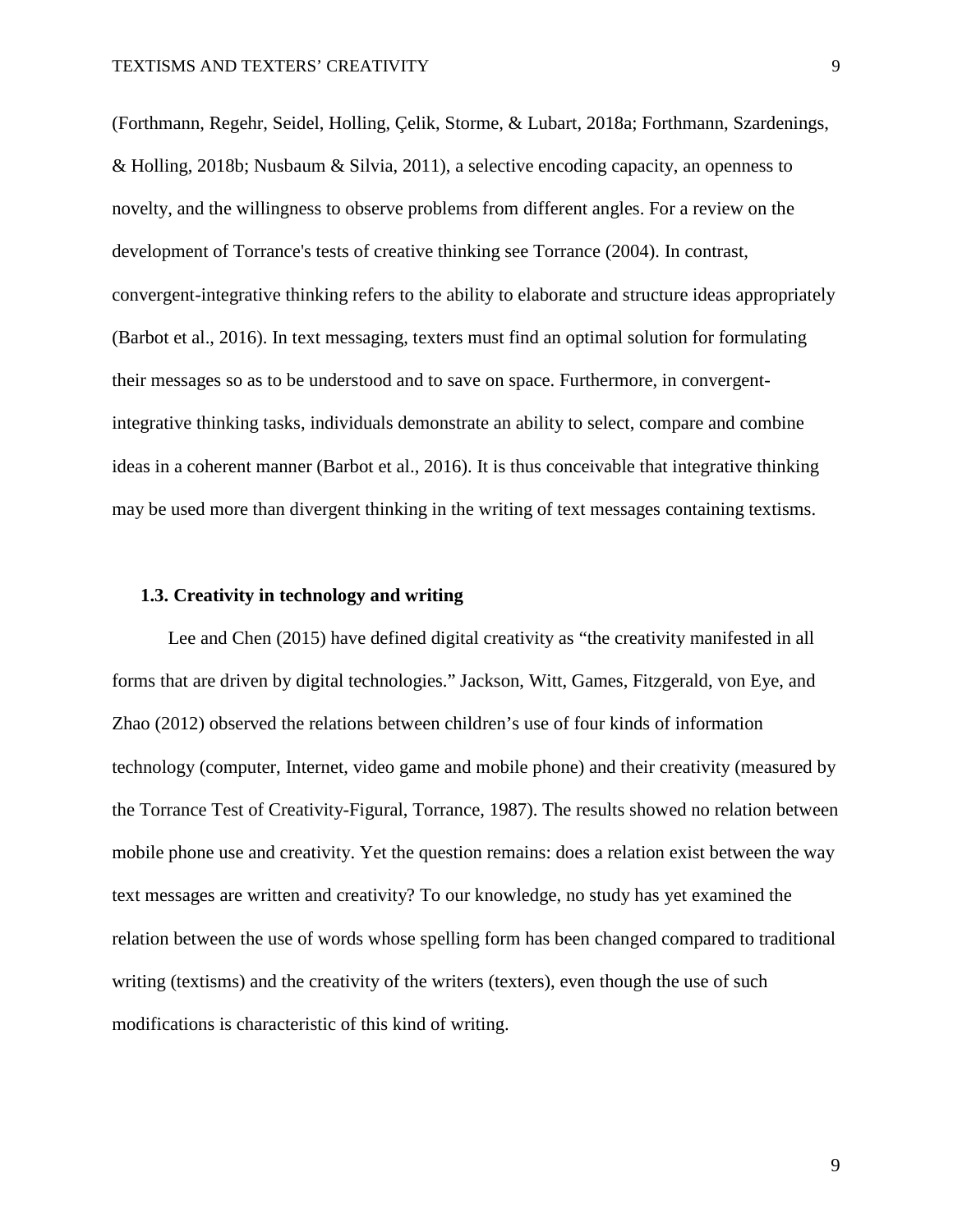(Forthmann, Regehr, Seidel, Holling, Çelik, Storme, & Lubart, 2018a; Forthmann, Szardenings, & Holling, 2018b; Nusbaum & Silvia, 2011), a selective encoding capacity, an openness to novelty, and the willingness to observe problems from different angles. For a review on the development of Torrance's tests of creative thinking see Torrance (2004). In contrast, convergent-integrative thinking refers to the ability to elaborate and structure ideas appropriately (Barbot et al., 2016). In text messaging, texters must find an optimal solution for formulating their messages so as to be understood and to save on space. Furthermore, in convergent-integrative thinking tasks, individuals demonstrate an ability to select, compare and combine ideas in a coherent manner (Barbot et al., 2016). It is thus conceivable that integrative thinking may be used more than divergent thinking in the writing of text messages containing textisms.

### 1.3. Creativity in technology and writing

Lee and Chen (2015) have defined digital creativity as "the creativity manifested in all forms that are driven by digital technologies." Jackson, Witt, Games, Fitzgerald, von Eye, and Zhao (2012) observed the relations between children's use of four kinds of information technology (computer, Internet, video game and mobile phone) and their creativity (measured by the Torrance Test of Creativity-Figural, Torrance, 1987). The results showed no relation between mobile phone use and creativity. Yet the question remains: does a relation exist between the way text messages are written and creativity? To our knowledge, no study has yet examined the relation between the use of words whose spelling form has been changed compared to traditional writing (textisms) and the creativity of the writers (texters), even though the use of such modifications is characteristic of this kind of writing.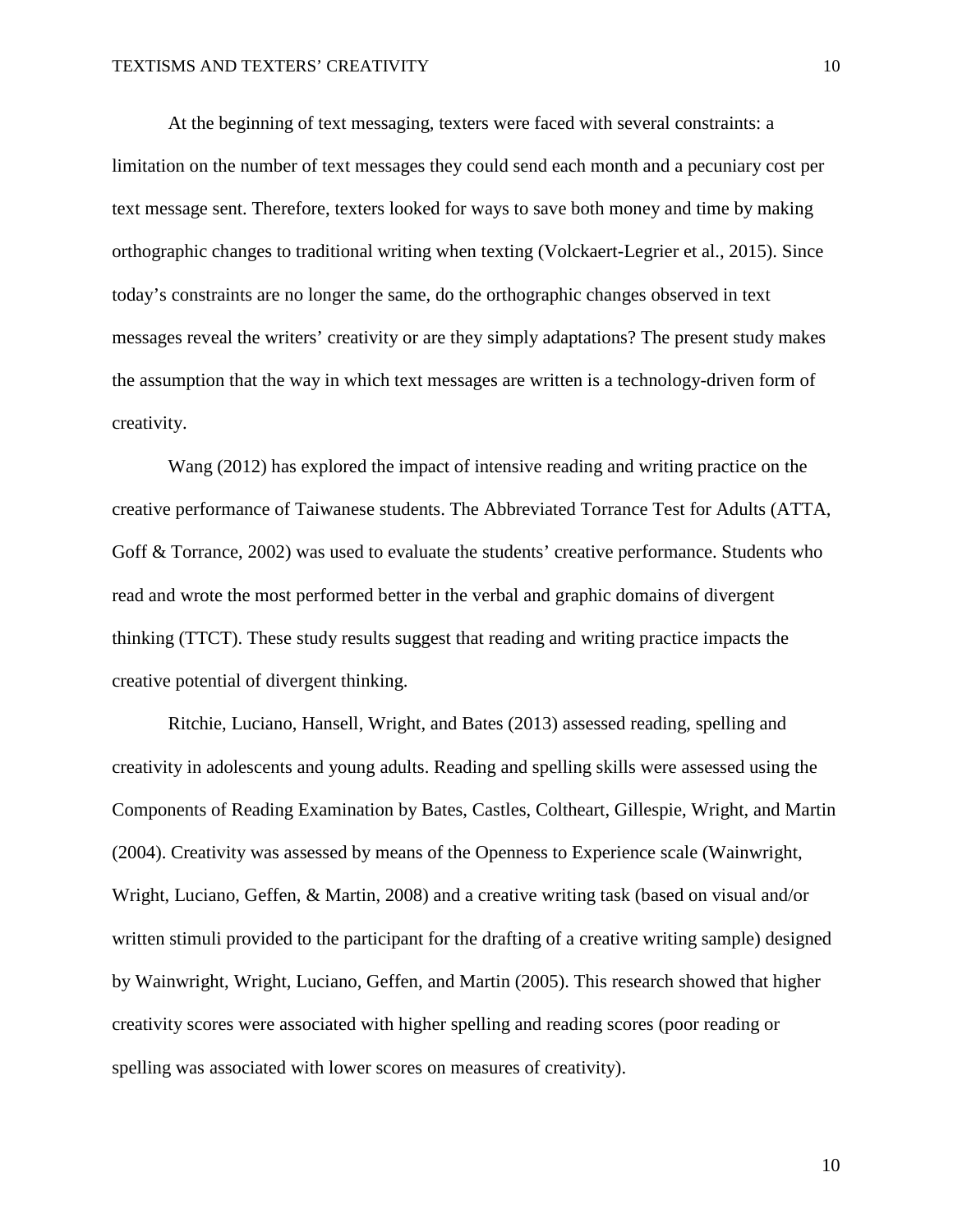At the beginning of text messaging, texters were faced with several constraints: a limitation on the number of text messages they could send each month and a pecuniary cost per text message sent. Therefore, texters looked for ways to save both money and time by making orthographic changes to traditional writing when texting (Volckaert-Legrier et al., 2015). Since today's constraints are no longer the same, do the orthographic changes observed in text messages reveal the writers' creativity or are they simply adaptations? The present study makes the assumption that the way in which text messages are written is a technology-driven form of creativity.

Wang (2012) has explored the impact of intensive reading and writing practice on the creative performance of Taiwanese students. The Abbreviated Torrance Test for Adults (ATTA, Goff & Torrance, 2002) was used to evaluate the students' creative performance. Students who read and wrote the most performed better in the verbal and graphic domains of divergent thinking (TTCT). These study results suggest that reading and writing practice impacts the creative potential of divergent thinking.

Ritchie, Luciano, Hansell, Wright, and Bates (2013) assessed reading, spelling and creativity in adolescents and young adults. Reading and spelling skills were assessed using the Components of Reading Examination by Bates, Castles, Coltheart, Gillespie, Wright, and Martin (2004). Creativity was assessed by means of the Openness to Experience scale (Wainwright, Wright, Luciano, Geffen, & Martin, 2008) and a creative writing task (based on visual and/or written stimuli provided to the participant for the drafting of a creative writing sample) designed by Wainwright, Wright, Luciano, Geffen, and Martin (2005). This research showed that higher creativity scores were associated with higher spelling and reading scores (poor reading or spelling was associated with lower scores on measures of creativity).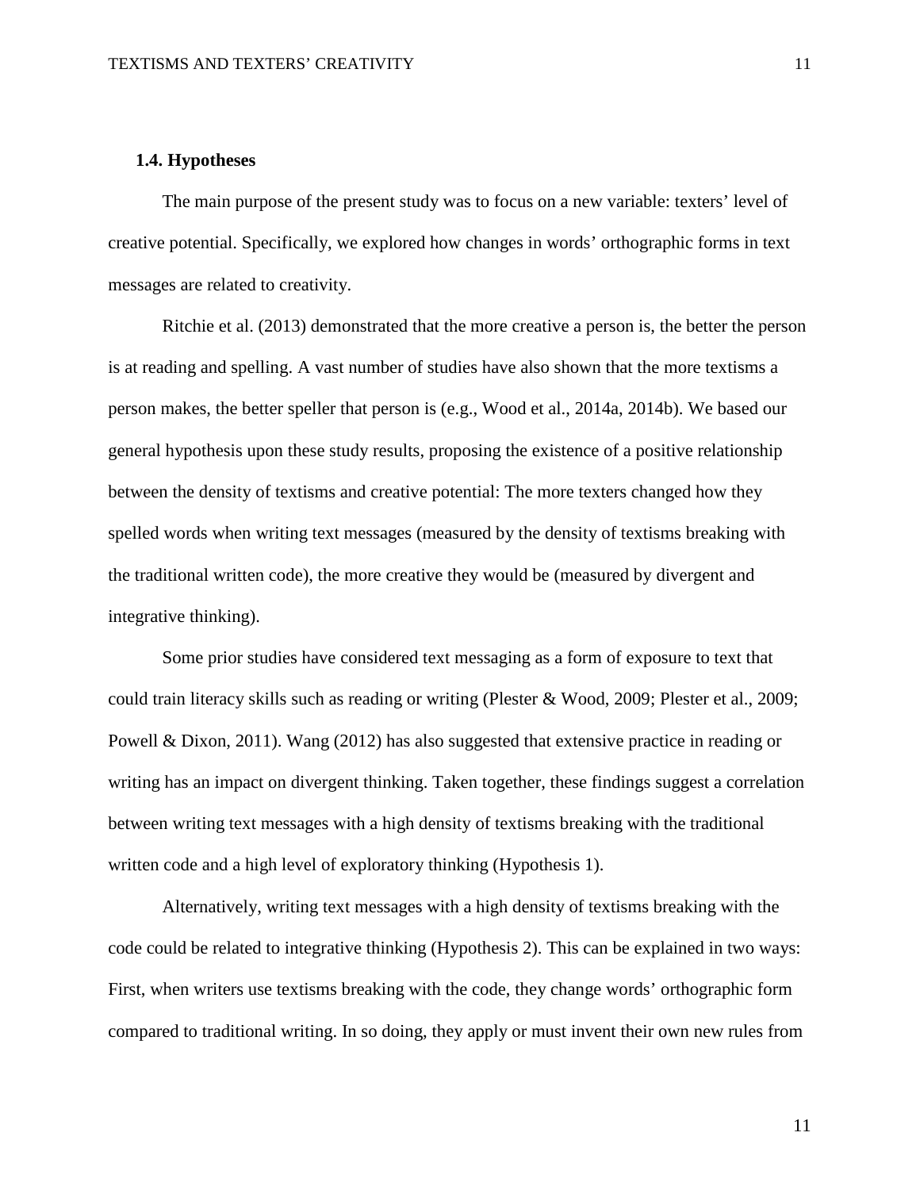### 1.4. Hypotheses

The main purpose of the present study was to focus on a new variable: texters' level of creative potential. Specifically, we explored how changes in words' orthographic forms in text messages are related to creativity.

Ritchie et al. (2013) demonstrated that the more creative a person is, the better the person is at reading and spelling. A vast number of studies have also shown that the more textisms a person makes, the better speller that person is (e.g., Wood et al., 2014a, 2014b). We based our general hypothesis upon these study results, proposing the existence of a positive relationship between the density of textisms and creative potential: The more texters changed how they spelled words when writing text messages (measured by the density of textisms breaking with the traditional written code), the more creative they would be (measured by divergent and integrative thinking).

Some prior studies have considered text messaging as a form of exposure to text that could train literacy skills such as reading or writing (Plester & Wood, 2009; Plester et al., 2009; Powell & Dixon, 2011). Wang (2012) has also suggested that extensive practice in reading or writing has an impact on divergent thinking. Taken together, these findings suggest a correlation between writing text messages with a high density of textisms breaking with the traditional written code and a high level of exploratory thinking (Hypothesis 1).

Alternatively, writing text messages with a high density of textisms breaking with the code could be related to integrative thinking (Hypothesis 2). This can be explained in two ways: First, when writers use textisms breaking with the code, they change words' orthographic form compared to traditional writing. In so doing, they apply or must invent their own new rules from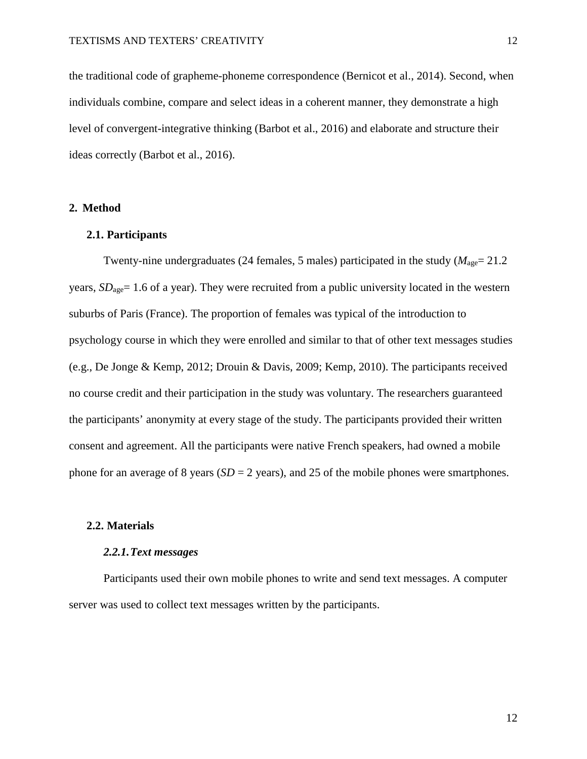the traditional code of grapheme-phoneme correspondence (Bernicot et al., 2014). Second, when individuals combine, compare and select ideas in a coherent manner, they demonstrate a high level of convergent-integrative thinking (Barbot et al., 2016) and elaborate and structure their ideas correctly (Barbot et al., 2016).

## 2. Method

### 2.1. Participants

Twenty-nine undergraduates (24 females, 5 males) participated in the study ($M_{age}$= 21.2 years, $SD_{age}$= 1.6 of a year). They were recruited from a public university located in the western suburbs of Paris (France). The proportion of females was typical of the introduction to psychology course in which they were enrolled and similar to that of other text messages studies (e.g., De Jonge & Kemp, 2012; Drouin & Davis, 2009; Kemp, 2010). The participants received no course credit and their participation in the study was voluntary. The researchers guaranteed the participants' anonymity at every stage of the study. The participants provided their written consent and agreement. All the participants were native French speakers, had owned a mobile phone for an average of 8 years (*SD* = 2 years), and 25 of the mobile phones were smartphones.

### 2.2. Materials

#### *2.2.1. Text messages*

Participants used their own mobile phones to write and send text messages. A computer server was used to collect text messages written by the participants.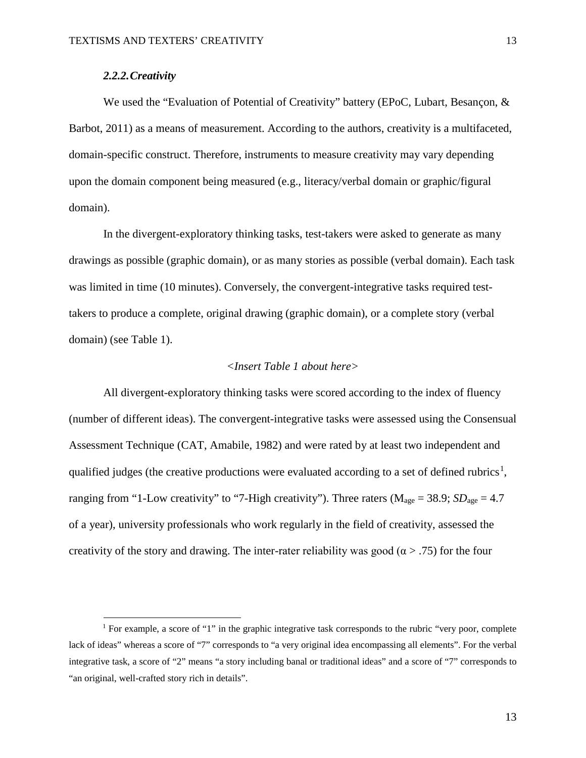### *2.2.2. Creativity*

We used the "Evaluation of Potential of Creativity" battery (EPoC, Lubart, Besançon, & Barbot, 2011) as a means of measurement. According to the authors, creativity is a multifaceted, domain-specific construct. Therefore, instruments to measure creativity may vary depending upon the domain component being measured (e.g., literacy/verbal domain or graphic/figural domain).

In the divergent-exploratory thinking tasks, test-takers were asked to generate as many drawings as possible (graphic domain), or as many stories as possible (verbal domain). Each task was limited in time (10 minutes). Conversely, the convergent-integrative tasks required test-takers to produce a complete, original drawing (graphic domain), or a complete story (verbal domain) (see Table 1).

*<Insert Table 1 about here>*

All divergent-exploratory thinking tasks were scored according to the index of fluency (number of different ideas). The convergent-integrative tasks were assessed using the Consensual Assessment Technique (CAT, Amabile, 1982) and were rated by at least two independent and qualified judges (the creative productions were evaluated according to a set of defined rubrics[1], ranging from "1-Low creativity" to "7-High creativity"). Three raters ($M_{age}$ = 38.9; $SD_{age}$ = 4.7 of a year), university professionals who work regularly in the field of creativity, assessed the creativity of the story and drawing. The inter-rater reliability was good ($\alpha$ > .75) for the four

[1] For example, a score of "1" in the graphic integrative task corresponds to the rubric "very poor, complete lack of ideas" whereas a score of "7" corresponds to "a very original idea encompassing all elements". For the verbal integrative task, a score of "2" means "a story including banal or traditional ideas" and a score of "7" corresponds to "an original, well-crafted story rich in details".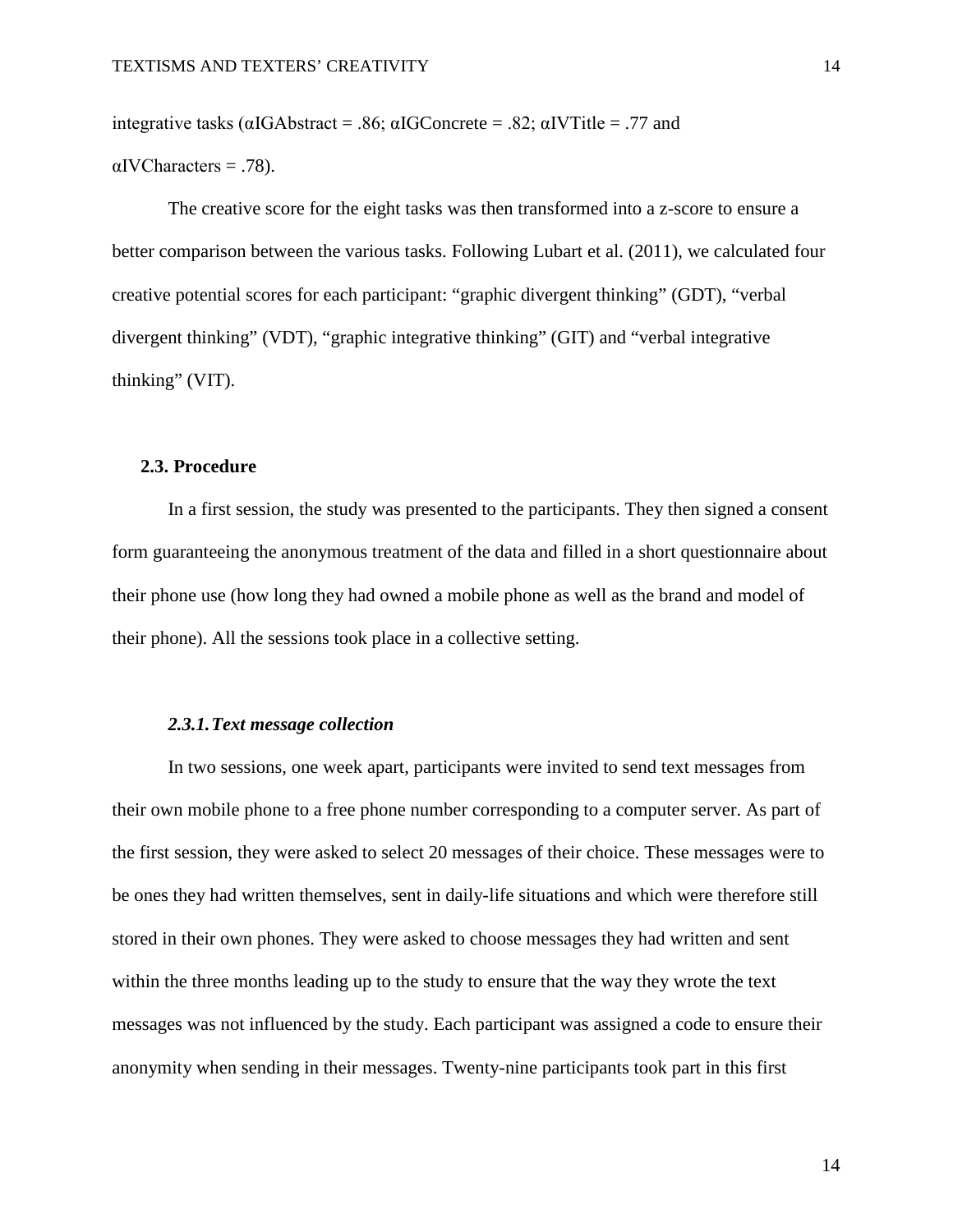integrative tasks ($\alpha_{IGAbstract} = .86$; $\alpha_{IGConcrete} = .82$; $\alpha_{IVTitle} = .77$ and $\alpha_{IVCharacters} = .78$).

The creative score for the eight tasks was then transformed into a z-score to ensure a better comparison between the various tasks. Following Lubart et al. (2011), we calculated four creative potential scores for each participant: "graphic divergent thinking" (GDT), "verbal divergent thinking" (VDT), "graphic integrative thinking" (GIT) and "verbal integrative thinking" (VIT).

## 2.3. Procedure

In a first session, the study was presented to the participants. They then signed a consent form guaranteeing the anonymous treatment of the data and filled in a short questionnaire about their phone use (how long they had owned a mobile phone as well as the brand and model of their phone). All the sessions took place in a collective setting.

### *2.3.1. Text message collection*

In two sessions, one week apart, participants were invited to send text messages from their own mobile phone to a free phone number corresponding to a computer server. As part of the first session, they were asked to select 20 messages of their choice. These messages were to be ones they had written themselves, sent in daily-life situations and which were therefore still stored in their own phones. They were asked to choose messages they had written and sent within the three months leading up to the study to ensure that the way they wrote the text messages was not influenced by the study. Each participant was assigned a code to ensure their anonymity when sending in their messages. Twenty-nine participants took part in this first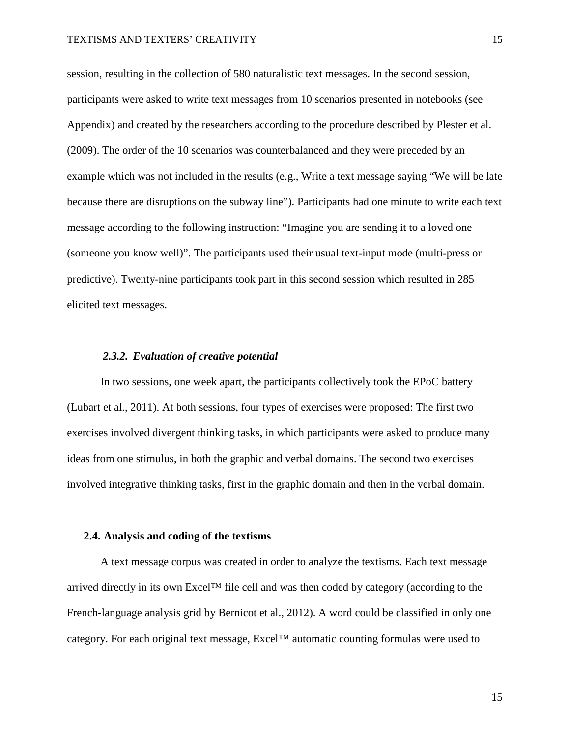session, resulting in the collection of 580 naturalistic text messages. In the second session, participants were asked to write text messages from 10 scenarios presented in notebooks (see Appendix) and created by the researchers according to the procedure described by Plester et al. (2009). The order of the 10 scenarios was counterbalanced and they were preceded by an example which was not included in the results (e.g., Write a text message saying "We will be late because there are disruptions on the subway line"). Participants had one minute to write each text message according to the following instruction: "Imagine you are sending it to a loved one (someone you know well)". The participants used their usual text-input mode (multi-press or predictive). Twenty-nine participants took part in this second session which resulted in 285 elicited text messages.

#### *2.3.2. Evaluation of creative potential*

In two sessions, one week apart, the participants collectively took the EPoC battery (Lubart et al., 2011). At both sessions, four types of exercises were proposed: The first two exercises involved divergent thinking tasks, in which participants were asked to produce many ideas from one stimulus, in both the graphic and verbal domains. The second two exercises involved integrative thinking tasks, first in the graphic domain and then in the verbal domain.

### **2.4. Analysis and coding of the textisms**

A text message corpus was created in order to analyze the textisms. Each text message arrived directly in its own Excel™ file cell and was then coded by category (according to the French-language analysis grid by Bernicot et al., 2012). A word could be classified in only one category. For each original text message, Excel™ automatic counting formulas were used to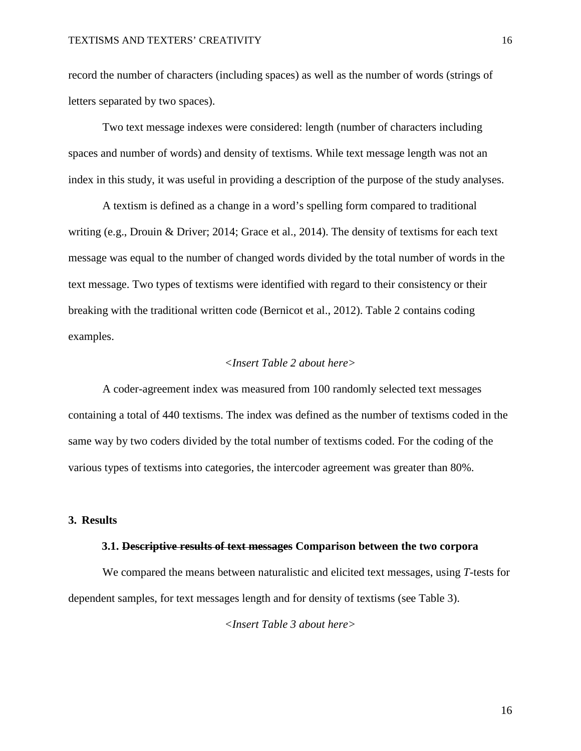record the number of characters (including spaces) as well as the number of words (strings of letters separated by two spaces).

Two text message indexes were considered: length (number of characters including spaces and number of words) and density of textisms. While text message length was not an index in this study, it was useful in providing a description of the purpose of the study analyses.

A textism is defined as a change in a word's spelling form compared to traditional writing (e.g., Drouin & Driver; 2014; Grace et al., 2014). The density of textisms for each text message was equal to the number of changed words divided by the total number of words in the text message. Two types of textisms were identified with regard to their consistency or their breaking with the traditional written code (Bernicot et al., 2012). Table 2 contains coding examples.

*<Insert Table 2 about here>*

A coder-agreement index was measured from 100 randomly selected text messages containing a total of 440 textisms. The index was defined as the number of textisms coded in the same way by two coders divided by the total number of textisms coded. For the coding of the various types of textisms into categories, the intercoder agreement was greater than 80%.

## 3. Results

### 3.1. ~~Descriptive results of text messages~~ Comparison between the two corpora

We compared the means between naturalistic and elicited text messages, using *T*-tests for dependent samples, for text messages length and for density of textisms (see Table 3).

*<Insert Table 3 about here>*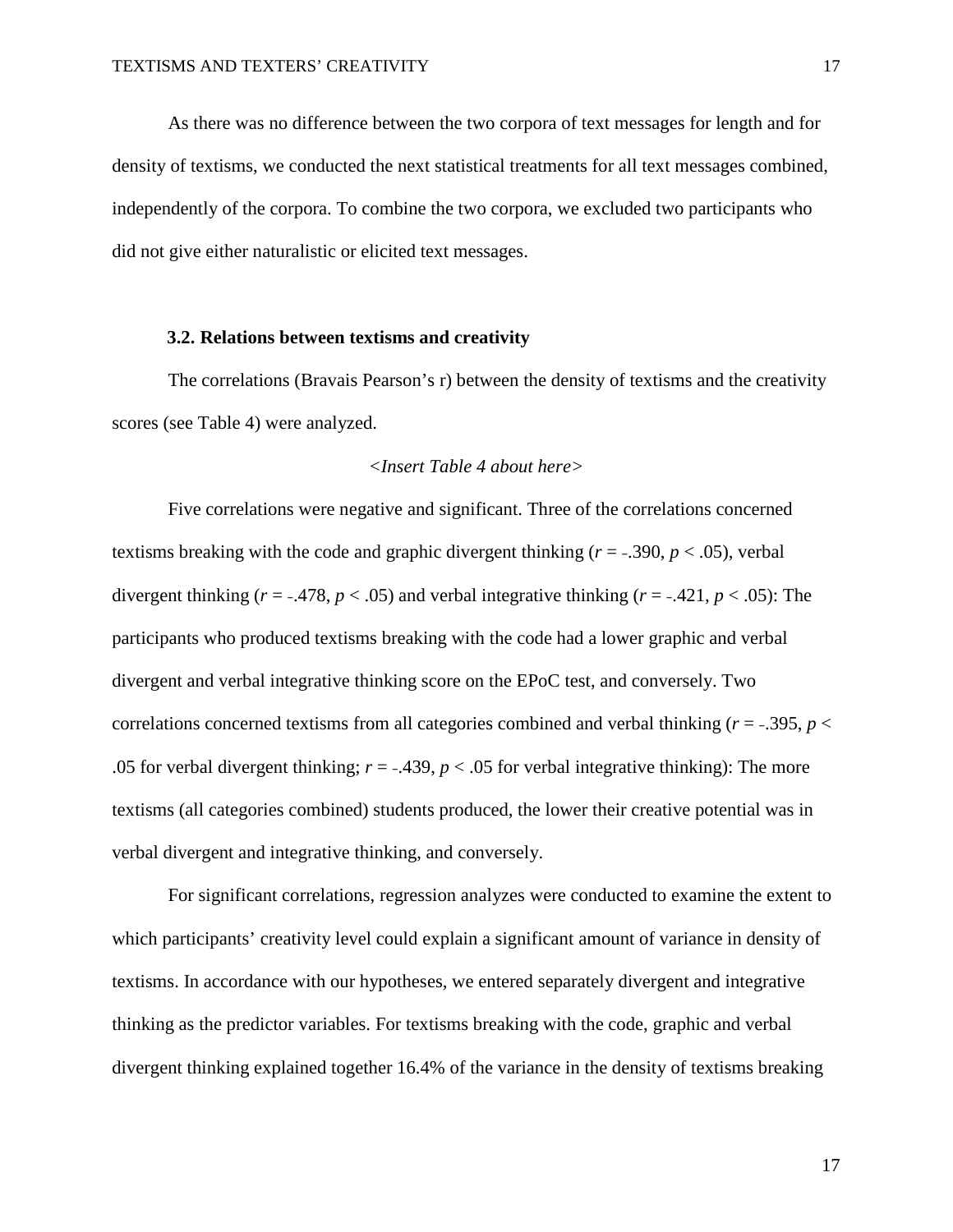As there was no difference between the two corpora of text messages for length and for density of textisms, we conducted the next statistical treatments for all text messages combined, independently of the corpora. To combine the two corpora, we excluded two participants who did not give either naturalistic or elicited text messages.

### 3.2. Relations between textisms and creativity

The correlations (Bravais Pearson's r) between the density of textisms and the creativity scores (see Table 4) were analyzed.

*<Insert Table 4 about here>*

Five correlations were negative and significant. Three of the correlations concerned textisms breaking with the code and graphic divergent thinking ($r = -.390$, $p < .05$), verbal divergent thinking ($r = -.478$, $p < .05$) and verbal integrative thinking ($r = -.421$, $p < .05$): The participants who produced textisms breaking with the code had a lower graphic and verbal divergent and verbal integrative thinking score on the EPoC test, and conversely. Two correlations concerned textisms from all categories combined and verbal thinking ($r = -.395$, $p < .05$ for verbal divergent thinking; $r = -.439$, $p < .05$ for verbal integrative thinking): The more textisms (all categories combined) students produced, the lower their creative potential was in verbal divergent and integrative thinking, and conversely.

For significant correlations, regression analyzes were conducted to examine the extent to which participants' creativity level could explain a significant amount of variance in density of textisms. In accordance with our hypotheses, we entered separately divergent and integrative thinking as the predictor variables. For textisms breaking with the code, graphic and verbal divergent thinking explained together 16.4% of the variance in the density of textisms breaking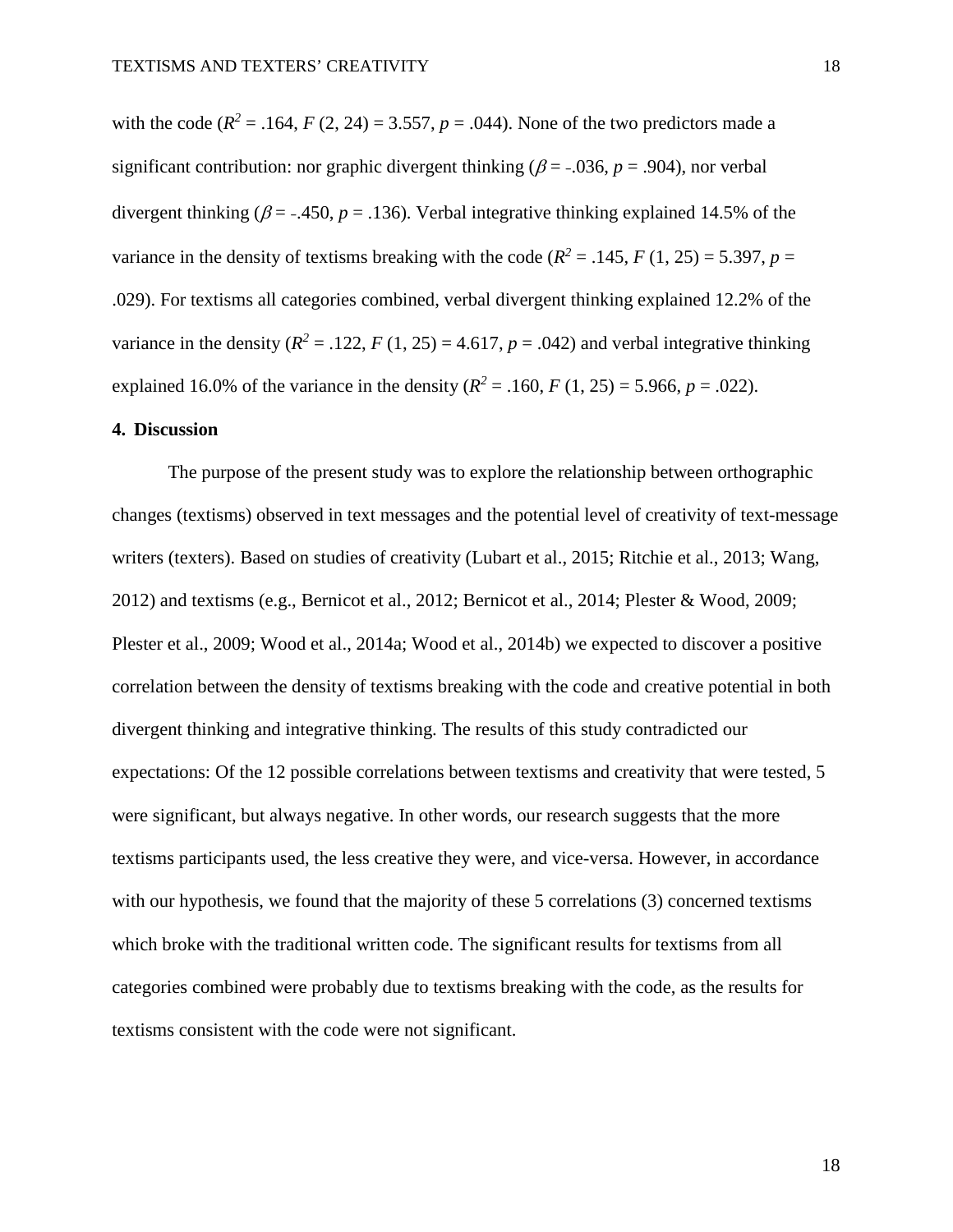with the code ($R^2$ = .164, $F$ (2, 24) = 3.557, $p$ = .044). None of the two predictors made a significant contribution: nor graphic divergent thinking ($\beta$ = -.036, $p$ = .904), nor verbal divergent thinking ($\beta$ = -.450, $p$ = .136). Verbal integrative thinking explained 14.5% of the variance in the density of textisms breaking with the code ($R^2$ = .145, $F$ (1, 25) = 5.397, $p$ = .029). For textisms all categories combined, verbal divergent thinking explained 12.2% of the variance in the density ($R^2$ = .122, $F$ (1, 25) = 4.617, $p$ = .042) and verbal integrative thinking explained 16.0% of the variance in the density ($R^2$ = .160, $F$ (1, 25) = 5.966, $p$ = .022).

## 4. Discussion

The purpose of the present study was to explore the relationship between orthographic changes (textisms) observed in text messages and the potential level of creativity of text-message writers (texters). Based on studies of creativity (Lubart et al., 2015; Ritchie et al., 2013; Wang, 2012) and textisms (e.g., Bernicot et al., 2012; Bernicot et al., 2014; Plester & Wood, 2009; Plester et al., 2009; Wood et al., 2014a; Wood et al., 2014b) we expected to discover a positive correlation between the density of textisms breaking with the code and creative potential in both divergent thinking and integrative thinking. The results of this study contradicted our expectations: Of the 12 possible correlations between textisms and creativity that were tested, 5 were significant, but always negative. In other words, our research suggests that the more textisms participants used, the less creative they were, and vice-versa. However, in accordance with our hypothesis, we found that the majority of these 5 correlations (3) concerned textisms which broke with the traditional written code. The significant results for textisms from all categories combined were probably due to textisms breaking with the code, as the results for textisms consistent with the code were not significant.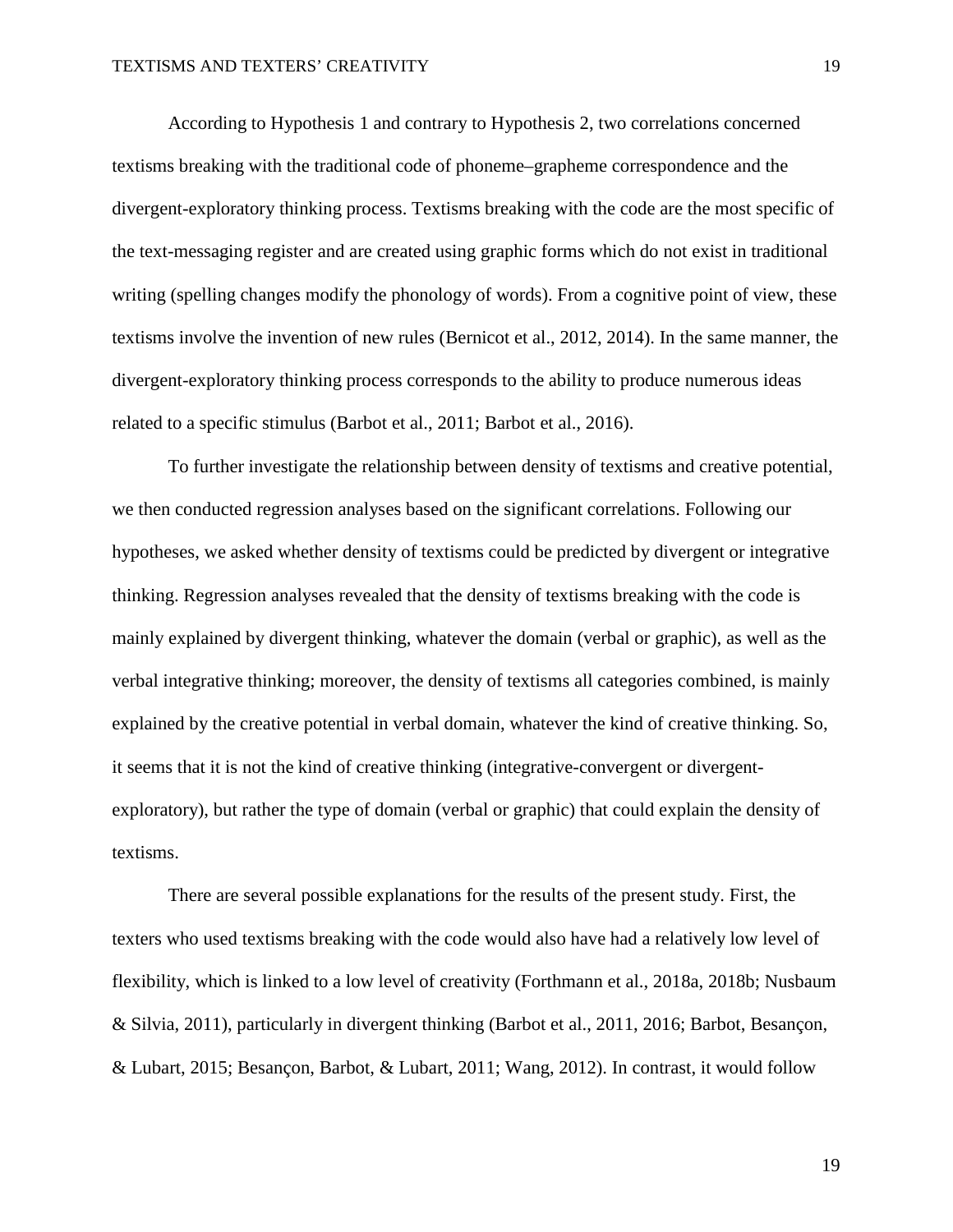According to Hypothesis 1 and contrary to Hypothesis 2, two correlations concerned textisms breaking with the traditional code of phoneme–grapheme correspondence and the divergent-exploratory thinking process. Textisms breaking with the code are the most specific of the text-messaging register and are created using graphic forms which do not exist in traditional writing (spelling changes modify the phonology of words). From a cognitive point of view, these textisms involve the invention of new rules (Bernicot et al., 2012, 2014). In the same manner, the divergent-exploratory thinking process corresponds to the ability to produce numerous ideas related to a specific stimulus (Barbot et al., 2011; Barbot et al., 2016).

To further investigate the relationship between density of textisms and creative potential, we then conducted regression analyses based on the significant correlations. Following our hypotheses, we asked whether density of textisms could be predicted by divergent or integrative thinking. Regression analyses revealed that the density of textisms breaking with the code is mainly explained by divergent thinking, whatever the domain (verbal or graphic), as well as the verbal integrative thinking; moreover, the density of textisms all categories combined, is mainly explained by the creative potential in verbal domain, whatever the kind of creative thinking. So, it seems that it is not the kind of creative thinking (integrative-convergent or divergent-exploratory), but rather the type of domain (verbal or graphic) that could explain the density of textisms.

There are several possible explanations for the results of the present study. First, the texters who used textisms breaking with the code would also have had a relatively low level of flexibility, which is linked to a low level of creativity (Forthmann et al., 2018a, 2018b; Nusbaum & Silvia, 2011), particularly in divergent thinking (Barbot et al., 2011, 2016; Barbot, Besançon, & Lubart, 2015; Besançon, Barbot, & Lubart, 2011; Wang, 2012). In contrast, it would follow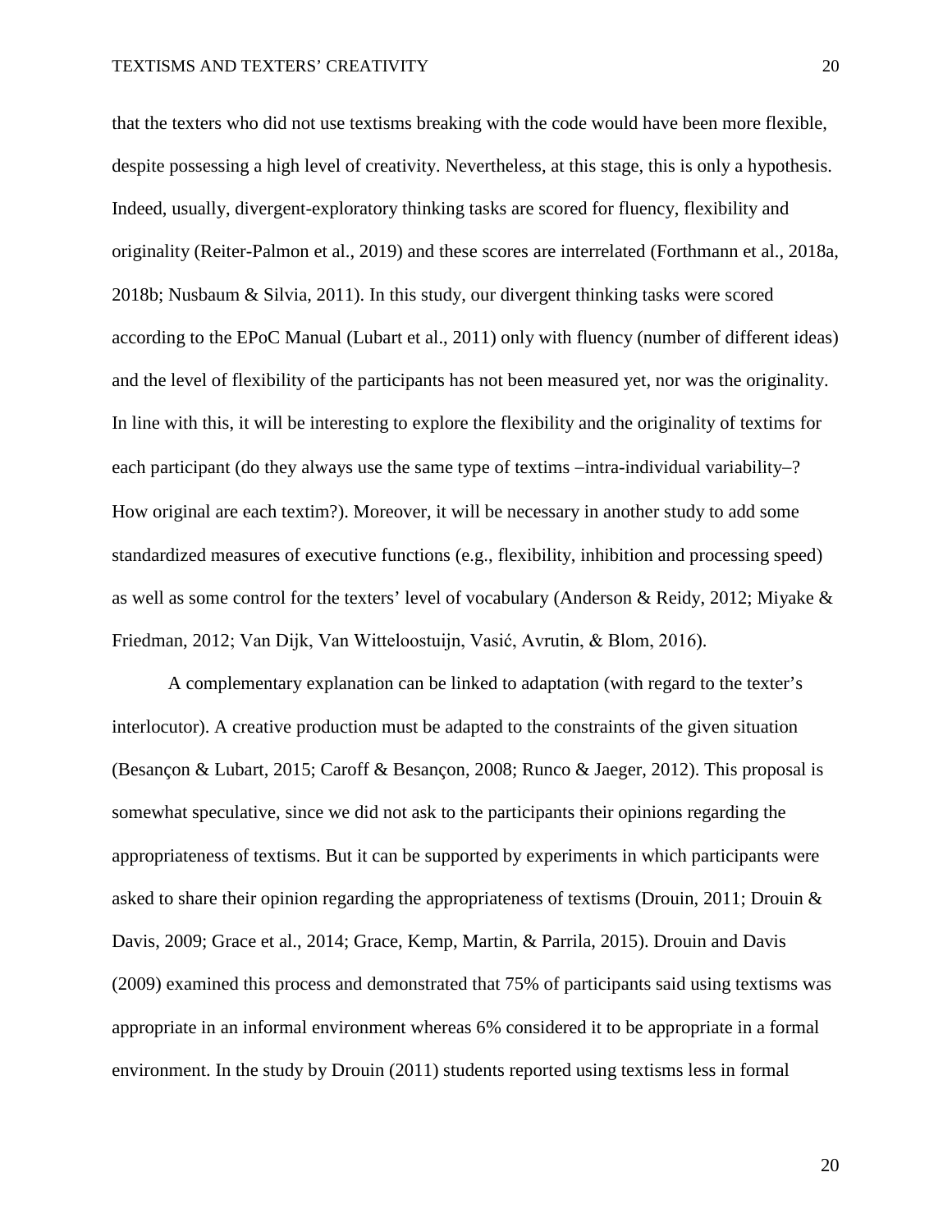that the texters who did not use textisms breaking with the code would have been more flexible, despite possessing a high level of creativity. Nevertheless, at this stage, this is only a hypothesis. Indeed, usually, divergent-exploratory thinking tasks are scored for fluency, flexibility and originality (Reiter-Palmon et al., 2019) and these scores are interrelated (Forthmann et al., 2018a, 2018b; Nusbaum & Silvia, 2011). In this study, our divergent thinking tasks were scored according to the EPoC Manual (Lubart et al., 2011) only with fluency (number of different ideas) and the level of flexibility of the participants has not been measured yet, nor was the originality. In line with this, it will be interesting to explore the flexibility and the originality of textims for each participant (do they always use the same type of textims –intra-individual variability–? How original are each textim?). Moreover, it will be necessary in another study to add some standardized measures of executive functions (e.g., flexibility, inhibition and processing speed) as well as some control for the texters' level of vocabulary (Anderson & Reidy, 2012; Miyake & Friedman, 2012; Van Dijk, Van Witteloostuijn, Vasić, Avrutin, & Blom, 2016).

A complementary explanation can be linked to adaptation (with regard to the texter's interlocutor). A creative production must be adapted to the constraints of the given situation (Besançon & Lubart, 2015; Caroff & Besançon, 2008; Runco & Jaeger, 2012). This proposal is somewhat speculative, since we did not ask to the participants their opinions regarding the appropriateness of textisms. But it can be supported by experiments in which participants were asked to share their opinion regarding the appropriateness of textisms (Drouin, 2011; Drouin & Davis, 2009; Grace et al., 2014; Grace, Kemp, Martin, & Parrila, 2015). Drouin and Davis (2009) examined this process and demonstrated that 75% of participants said using textisms was appropriate in an informal environment whereas 6% considered it to be appropriate in a formal environment. In the study by Drouin (2011) students reported using textisms less in formal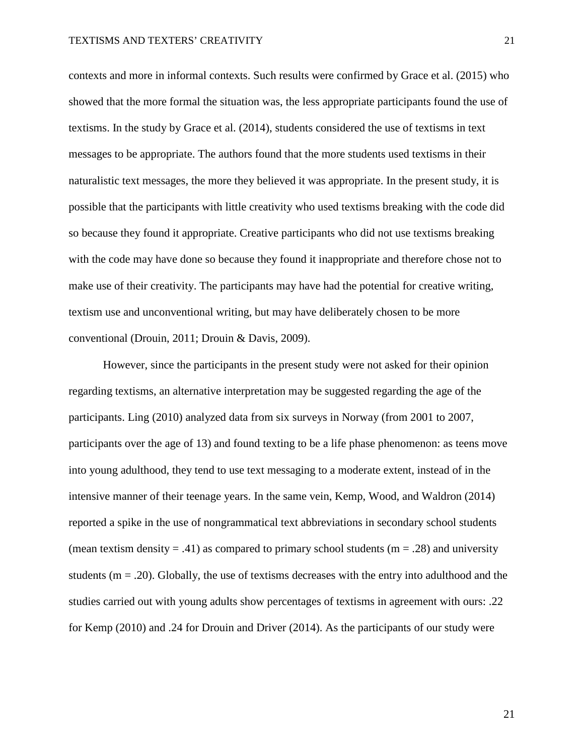contexts and more in informal contexts. Such results were confirmed by Grace et al. (2015) who showed that the more formal the situation was, the less appropriate participants found the use of textisms. In the study by Grace et al. (2014), students considered the use of textisms in text messages to be appropriate. The authors found that the more students used textisms in their naturalistic text messages, the more they believed it was appropriate. In the present study, it is possible that the participants with little creativity who used textisms breaking with the code did so because they found it appropriate. Creative participants who did not use textisms breaking with the code may have done so because they found it inappropriate and therefore chose not to make use of their creativity. The participants may have had the potential for creative writing, textism use and unconventional writing, but may have deliberately chosen to be more conventional (Drouin, 2011; Drouin & Davis, 2009).

However, since the participants in the present study were not asked for their opinion regarding textisms, an alternative interpretation may be suggested regarding the age of the participants. Ling (2010) analyzed data from six surveys in Norway (from 2001 to 2007, participants over the age of 13) and found texting to be a life phase phenomenon: as teens move into young adulthood, they tend to use text messaging to a moderate extent, instead of in the intensive manner of their teenage years. In the same vein, Kemp, Wood, and Waldron (2014) reported a spike in the use of nongrammatical text abbreviations in secondary school students (mean textism density = .41) as compared to primary school students (m = .28) and university students (m = .20). Globally, the use of textisms decreases with the entry into adulthood and the studies carried out with young adults show percentages of textisms in agreement with ours: .22 for Kemp (2010) and .24 for Drouin and Driver (2014). As the participants of our study were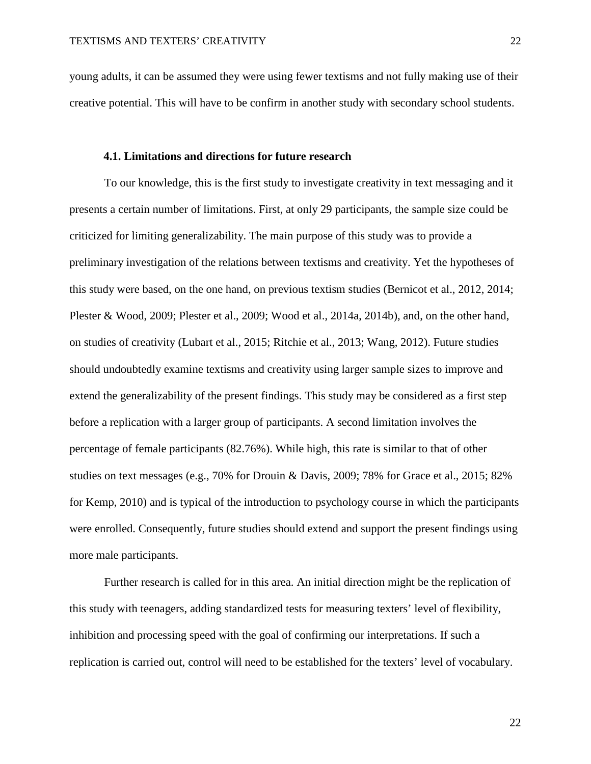young adults, it can be assumed they were using fewer textisms and not fully making use of their creative potential. This will have to be confirm in another study with secondary school students.

### 4.1. Limitations and directions for future research

To our knowledge, this is the first study to investigate creativity in text messaging and it presents a certain number of limitations. First, at only 29 participants, the sample size could be criticized for limiting generalizability. The main purpose of this study was to provide a preliminary investigation of the relations between textisms and creativity. Yet the hypotheses of this study were based, on the one hand, on previous textism studies (Bernicot et al., 2012, 2014; Plester & Wood, 2009; Plester et al., 2009; Wood et al., 2014a, 2014b), and, on the other hand, on studies of creativity (Lubart et al., 2015; Ritchie et al., 2013; Wang, 2012). Future studies should undoubtedly examine textisms and creativity using larger sample sizes to improve and extend the generalizability of the present findings. This study may be considered as a first step before a replication with a larger group of participants. A second limitation involves the percentage of female participants (82.76%). While high, this rate is similar to that of other studies on text messages (e.g., 70% for Drouin & Davis, 2009; 78% for Grace et al., 2015; 82% for Kemp, 2010) and is typical of the introduction to psychology course in which the participants were enrolled. Consequently, future studies should extend and support the present findings using more male participants.

Further research is called for in this area. An initial direction might be the replication of this study with teenagers, adding standardized tests for measuring texters' level of flexibility, inhibition and processing speed with the goal of confirming our interpretations. If such a replication is carried out, control will need to be established for the texters' level of vocabulary.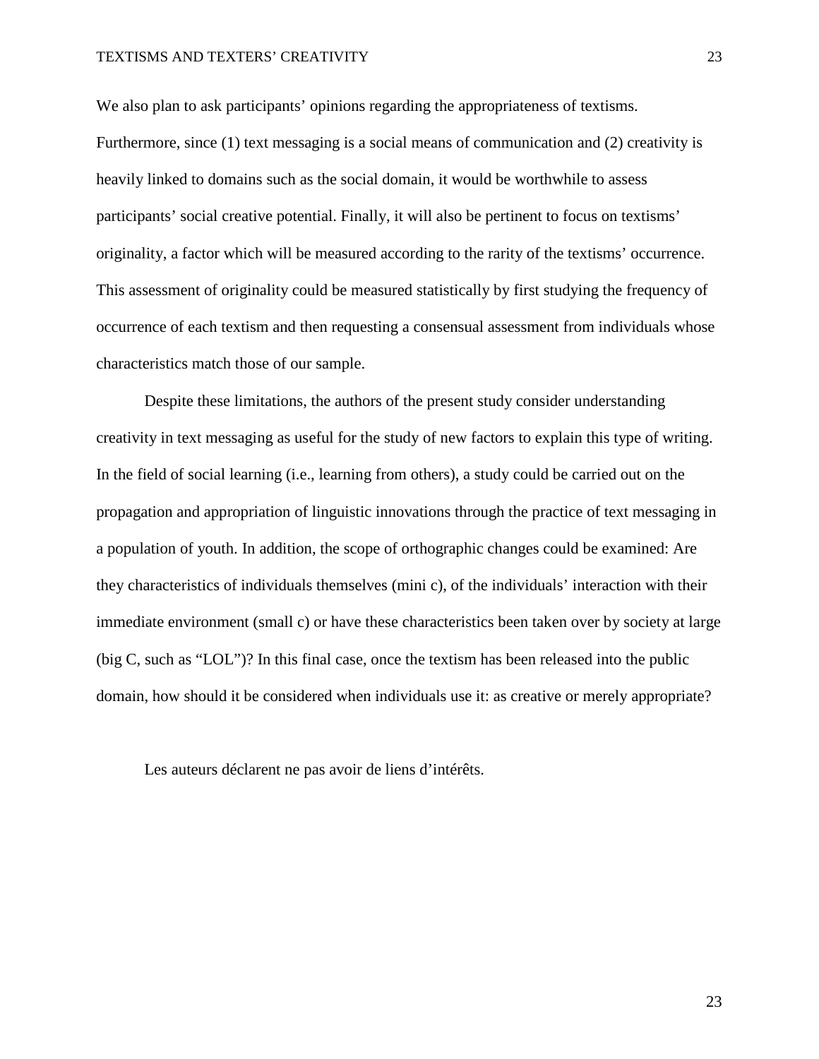We also plan to ask participants' opinions regarding the appropriateness of textisms. Furthermore, since (1) text messaging is a social means of communication and (2) creativity is heavily linked to domains such as the social domain, it would be worthwhile to assess participants' social creative potential. Finally, it will also be pertinent to focus on textisms' originality, a factor which will be measured according to the rarity of the textisms' occurrence. This assessment of originality could be measured statistically by first studying the frequency of occurrence of each textism and then requesting a consensual assessment from individuals whose characteristics match those of our sample.

Despite these limitations, the authors of the present study consider understanding creativity in text messaging as useful for the study of new factors to explain this type of writing. In the field of social learning (i.e., learning from others), a study could be carried out on the propagation and appropriation of linguistic innovations through the practice of text messaging in a population of youth. In addition, the scope of orthographic changes could be examined: Are they characteristics of individuals themselves (mini c), of the individuals' interaction with their immediate environment (small c) or have these characteristics been taken over by society at large (big C, such as "LOL")? In this final case, once the textism has been released into the public domain, how should it be considered when individuals use it: as creative or merely appropriate?

Les auteurs déclarent ne pas avoir de liens d'intérêts.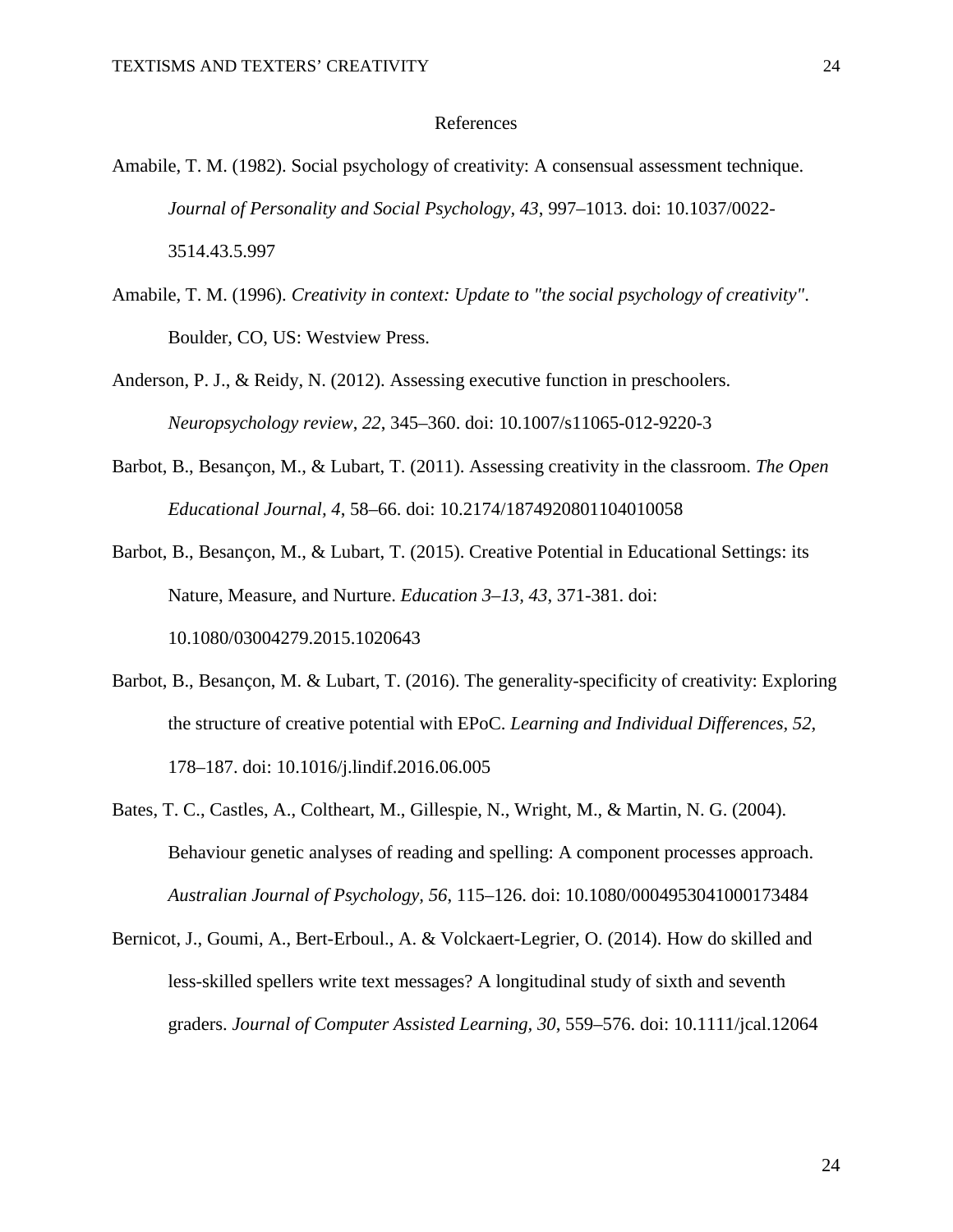# References

Amabile, T. M. (1982). Social psychology of creativity: A consensual assessment technique. *Journal of Personality and Social Psychology*, *43*, 997–1013. doi: 10.1037/0022-3514.43.5.997

Amabile, T. M. (1996). *Creativity in context: Update to "the social psychology of creativity"*. Boulder, CO, US: Westview Press.

Anderson, P. J., & Reidy, N. (2012). Assessing executive function in preschoolers. *Neuropsychology review*, *22*, 345–360. doi: 10.1007/s11065-012-9220-3

Barbot, B., Besançon, M., & Lubart, T. (2011). Assessing creativity in the classroom. *The Open Educational Journal, 4*, 58–66. doi: 10.2174/1874920801104010058

Barbot, B., Besançon, M., & Lubart, T. (2015). Creative Potential in Educational Settings: its Nature, Measure, and Nurture. *Education 3–13, 43*, 371-381. doi: 10.1080/03004279.2015.1020643

Barbot, B., Besançon, M. & Lubart, T. (2016). The generality-specificity of creativity: Exploring the structure of creative potential with EPoC. *Learning and Individual Differences, 52,* 178–187. doi: 10.1016/j.lindif.2016.06.005

Bates, T. C., Castles, A., Coltheart, M., Gillespie, N., Wright, M., & Martin, N. G. (2004). Behaviour genetic analyses of reading and spelling: A component processes approach. *Australian Journal of Psychology, 56*, 115–126. doi: 10.1080/00049530410001734­84

Bernicot, J., Goumi, A., Bert-Erboul., A. & Volckaert-Legrier, O. (2014). How do skilled and less-skilled spellers write text messages? A longitudinal study of sixth and seventh graders. *Journal of Computer Assisted Learning, 30*, 559–576. doi: 10.1111/jcal.12064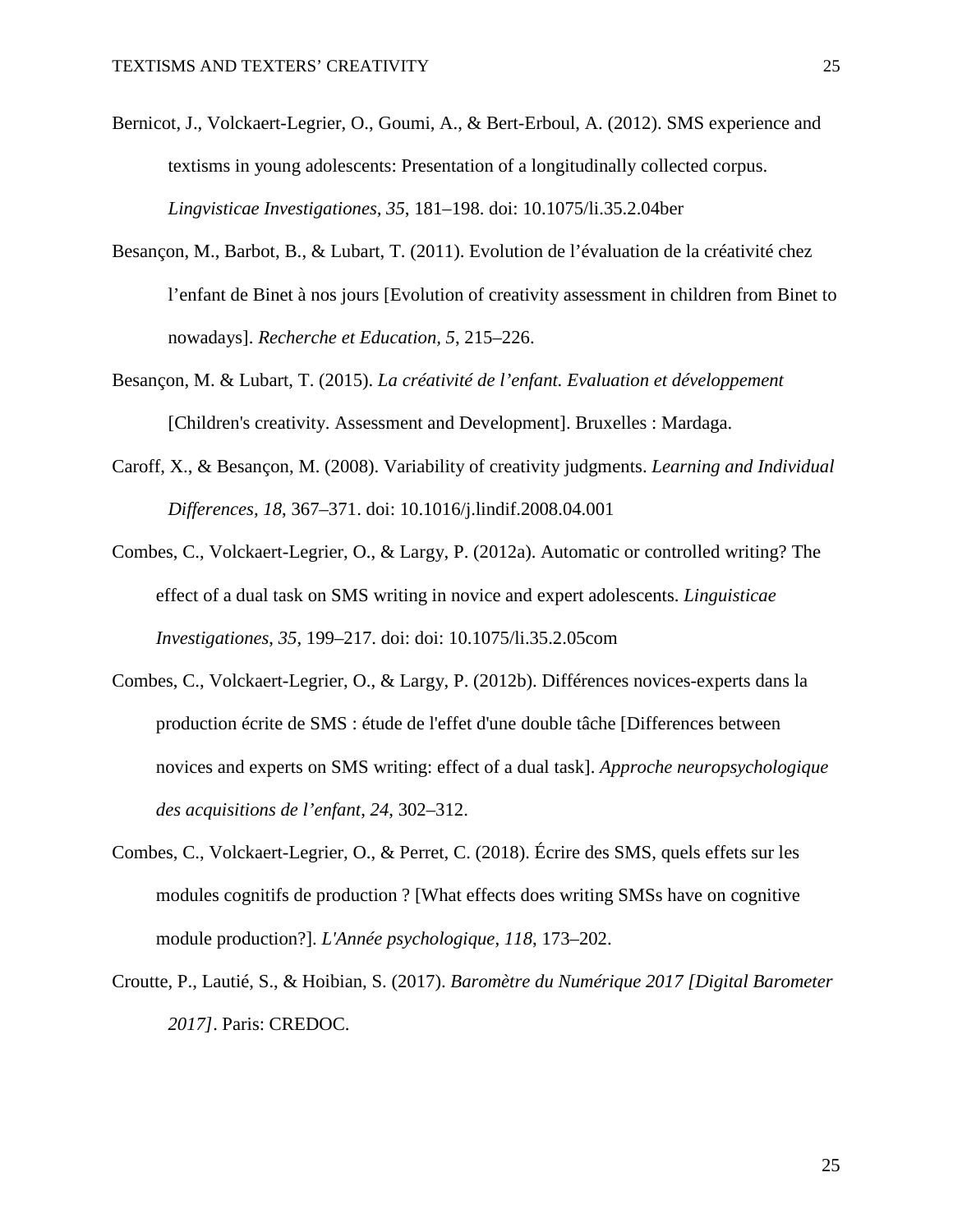Bernicot, J., Volckaert-Legrier, O., Goumi, A., & Bert-Erboul, A. (2012). SMS experience and textisms in young adolescents: Presentation of a longitudinally collected corpus. *Lingvisticae Investigationes*, *35*, 181–198. doi: 10.1075/li.35.2.04ber

Besançon, M., Barbot, B., & Lubart, T. (2011). Evolution de l'évaluation de la créativité chez l'enfant de Binet à nos jours [Evolution of creativity assessment in children from Binet to nowadays]. *Recherche et Education*, *5*, 215–226.

Besançon, M. & Lubart, T. (2015). *La créativité de l'enfant. Evaluation et développement* [Children's creativity. Assessment and Development]. Bruxelles : Mardaga.

Caroff, X., & Besançon, M. (2008). Variability of creativity judgments. *Learning and Individual Differences*, *18*, 367–371. doi: 10.1016/j.lindif.2008.04.001

Combes, C., Volckaert-Legrier, O., & Largy, P. (2012a). Automatic or controlled writing? The effect of a dual task on SMS writing in novice and expert adolescents. *Linguisticae Investigationes*, *35*, 199–217. doi: doi: 10.1075/li.35.2.05com

Combes, C., Volckaert-Legrier, O., & Largy, P. (2012b). Différences novices-experts dans la production écrite de SMS : étude de l'effet d'une double tâche [Differences between novices and experts on SMS writing: effect of a dual task]. *Approche neuropsychologique des acquisitions de l'enfant*, *24*, 302–312.

Combes, C., Volckaert-Legrier, O., & Perret, C. (2018). Écrire des SMS, quels effets sur les modules cognitifs de production ? [What effects does writing SMSs have on cognitive module production?]. *L'Année psychologique*, *118*, 173–202.

Croutte, P., Lautié, S., & Hoibian, S. (2017). *Baromètre du Numérique 2017 [Digital Barometer 2017]*. Paris: CREDOC.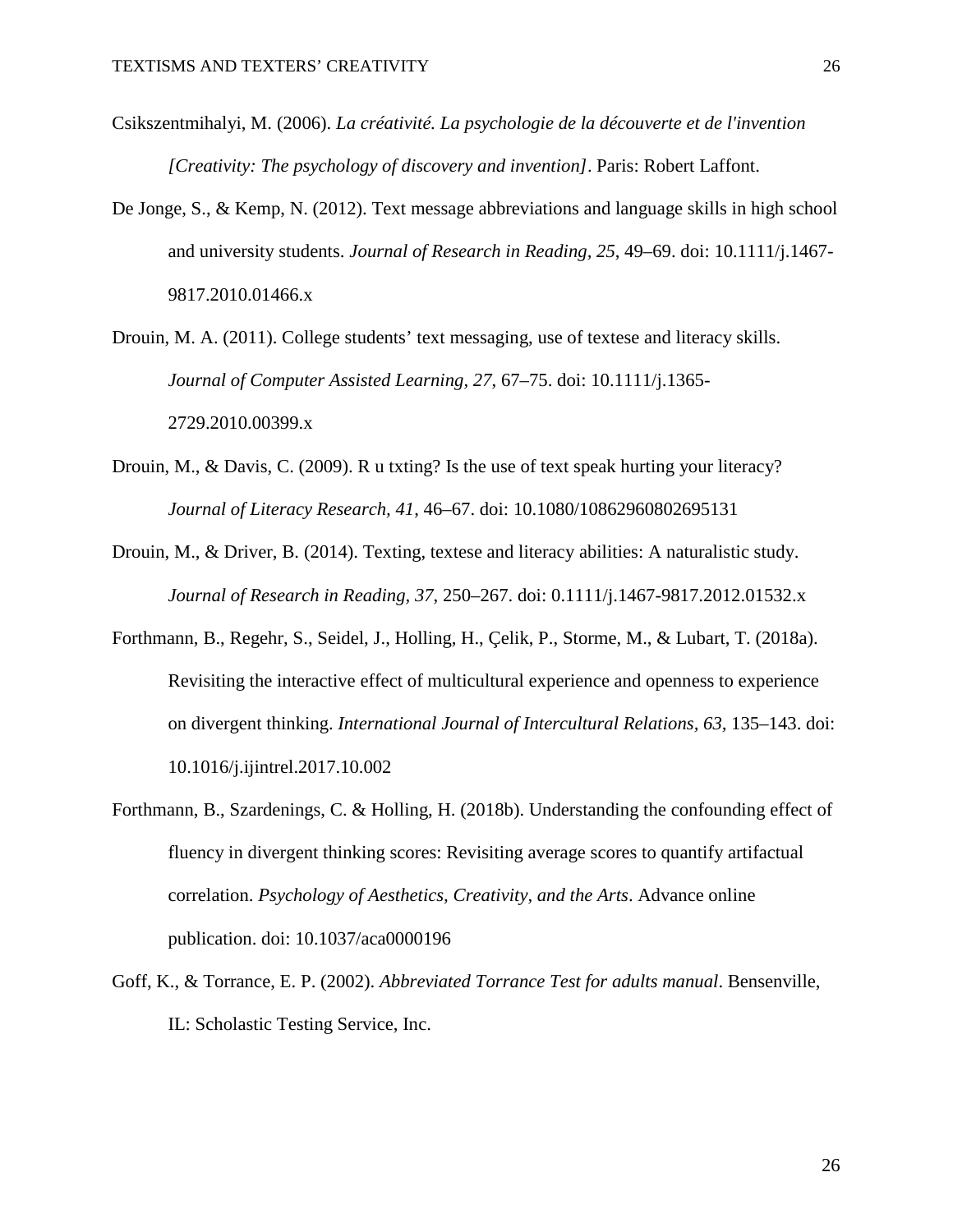Csikszentmihalyi, M. (2006). *La créativité. La psychologie de la découverte et de l'invention [Creativity: The psychology of discovery and invention]*. Paris: Robert Laffont.

De Jonge, S., & Kemp, N. (2012). Text message abbreviations and language skills in high school and university students. *Journal of Research in Reading, 25*, 49–69. doi: 10.1111/j.1467-9817.2010.01466.x

Drouin, M. A. (2011). College students' text messaging, use of textese and literacy skills. *Journal of Computer Assisted Learning, 27*, 67–75. doi: 10.1111/j.1365-2729.2010.00399.x

Drouin, M., & Davis, C. (2009). R u txting? Is the use of text speak hurting your literacy? *Journal of Literacy Research, 41*, 46–67. doi: 10.1080/10862960802695131

Drouin, M., & Driver, B. (2014). Texting, textese and literacy abilities: A naturalistic study. *Journal of Research in Reading, 37*, 250–267. doi: 0.1111/j.1467-9817.2012.01532.x

Forthmann, B., Regehr, S., Seidel, J., Holling, H., Çelik, P., Storme, M., & Lubart, T. (2018a). Revisiting the interactive effect of multicultural experience and openness to experience on divergent thinking. *International Journal of Intercultural Relations, 63*, 135–143. doi: 10.1016/j.ijintrel.2017.10.002

Forthmann, B., Szardenings, C. & Holling, H. (2018b). Understanding the confounding effect of fluency in divergent thinking scores: Revisiting average scores to quantify artifactual correlation. *Psychology of Aesthetics, Creativity, and the Arts*. Advance online publication. doi: 10.1037/aca0000196

Goff, K., & Torrance, E. P. (2002). *Abbreviated Torrance Test for adults manual*. Bensenville, IL: Scholastic Testing Service, Inc.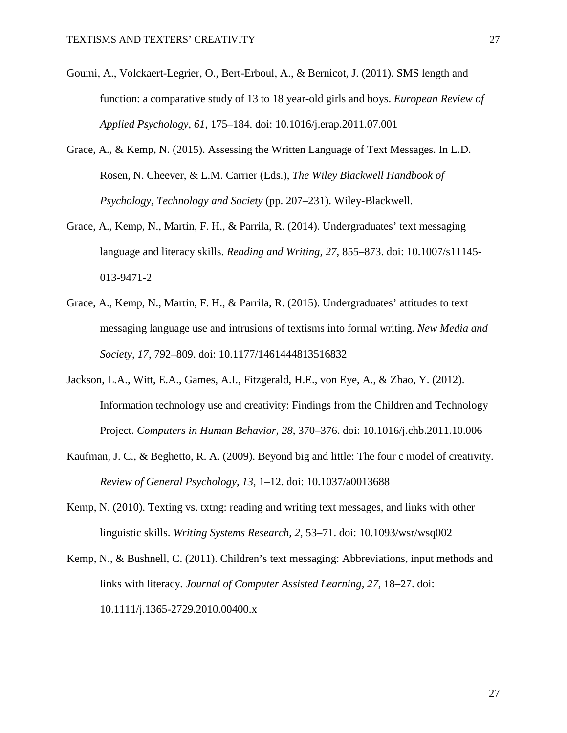Goumi, A., Volckaert-Legrier, O., Bert-Erboul, A., & Bernicot, J. (2011). SMS length and function: a comparative study of 13 to 18 year-old girls and boys. *European Review of Applied Psychology, 61*, 175–184. doi: 10.1016/j.erap.2011.07.001

Grace, A., & Kemp, N. (2015). Assessing the Written Language of Text Messages. In L.D. Rosen, N. Cheever, & L.M. Carrier (Eds.), *The Wiley Blackwell Handbook of Psychology, Technology and Society* (pp. 207–231). Wiley-Blackwell.

Grace, A., Kemp, N., Martin, F. H., & Parrila, R. (2014). Undergraduates' text messaging language and literacy skills. *Reading and Writing, 27*, 855–873. doi: 10.1007/s11145-013-9471-2

Grace, A., Kemp, N., Martin, F. H., & Parrila, R. (2015). Undergraduates' attitudes to text messaging language use and intrusions of textisms into formal writing. *New Media and Society, 17*, 792–809. doi: 10.1177/1461444813516832

Jackson, L.A., Witt, E.A., Games, A.I., Fitzgerald, H.E., von Eye, A., & Zhao, Y. (2012). Information technology use and creativity: Findings from the Children and Technology Project. *Computers in Human Behavior, 28*, 370–376. doi: 10.1016/j.chb.2011.10.006

Kaufman, J. C., & Beghetto, R. A. (2009). Beyond big and little: The four c model of creativity. *Review of General Psychology, 13*, 1–12. doi: 10.1037/a0013688

Kemp, N. (2010). Texting vs. txtng: reading and writing text messages, and links with other linguistic skills. *Writing Systems Research, 2*, 53–71. doi: 10.1093/wsr/wsq002

Kemp, N., & Bushnell, C. (2011). Children's text messaging: Abbreviations, input methods and links with literacy. *Journal of Computer Assisted Learning, 27*, 18–27. doi: 10.1111/j.1365-2729.2010.00400.x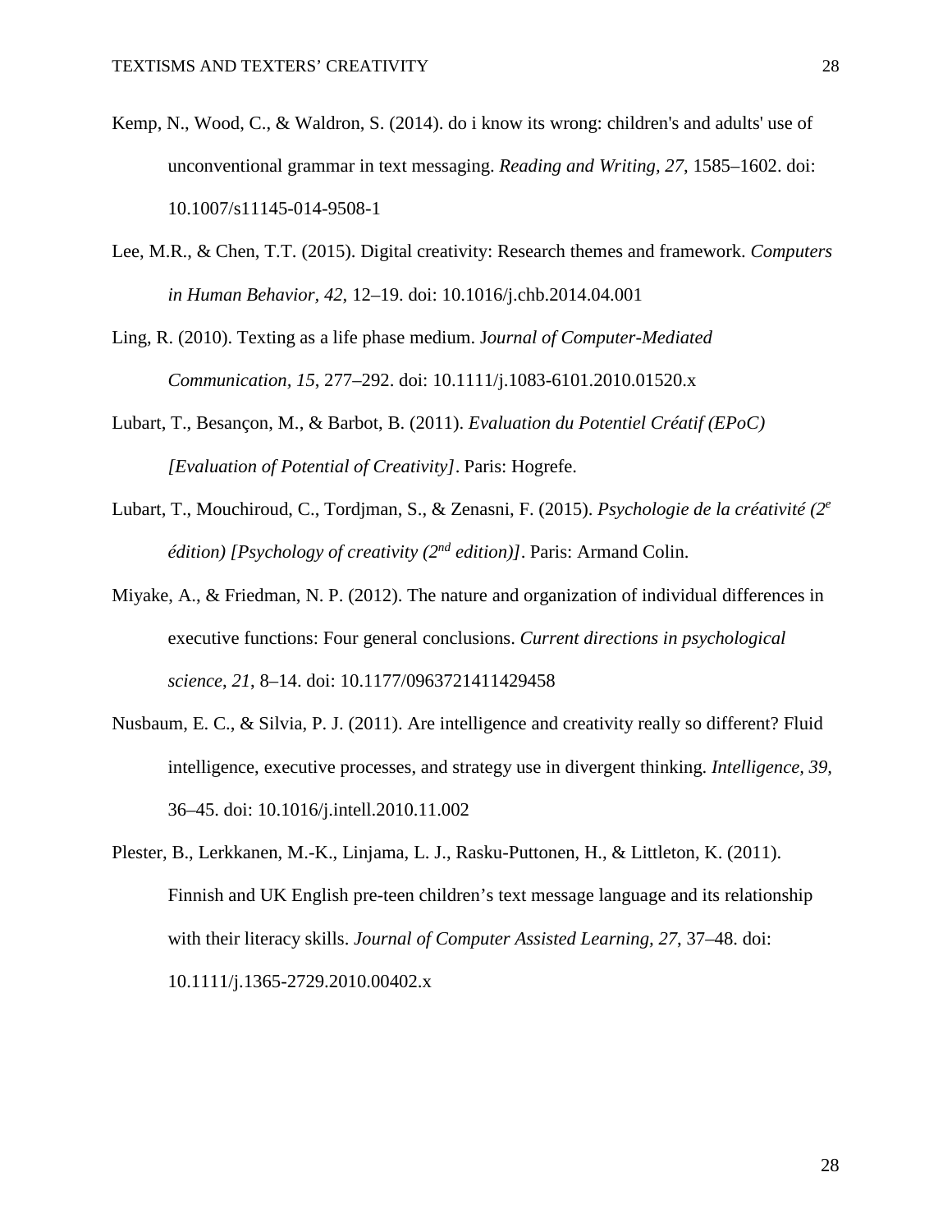Kemp, N., Wood, C., & Waldron, S. (2014). do i know its wrong: children's and adults' use of unconventional grammar in text messaging. *Reading and Writing, 27*, 1585–1602. doi: 10.1007/s11145-014-9508-1

Lee, M.R., & Chen, T.T. (2015). Digital creativity: Research themes and framework. *Computers in Human Behavior*, *42*, 12–19. doi: 10.1016/j.chb.2014.04.001

Ling, R. (2010). Texting as a life phase medium. J*ournal of Computer-Mediated Communication*, *15*, 277–292. doi: 10.1111/j.1083-6101.2010.01520.x

Lubart, T., Besançon, M., & Barbot, B. (2011). *Evaluation du Potentiel Créatif (EPoC) [Evaluation of Potential of Creativity]*. Paris: Hogrefe.

Lubart, T., Mouchiroud, C., Tordjman, S., & Zenasni, F. (2015). *Psychologie de la créativité (2e édition) [Psychology of creativity (2nd edition)]*. Paris: Armand Colin.

Miyake, A., & Friedman, N. P. (2012). The nature and organization of individual differences in executive functions: Four general conclusions. *Current directions in psychological science*, *21*, 8–14. doi: 10.1177/0963721411429458

Nusbaum, E. C., & Silvia, P. J. (2011). Are intelligence and creativity really so different? Fluid intelligence, executive processes, and strategy use in divergent thinking. *Intelligence, 39*, 36–45. doi: 10.1016/j.intell.2010.11.002

Plester, B., Lerkkanen, M.-K., Linjama, L. J., Rasku-Puttonen, H., & Littleton, K. (2011). Finnish and UK English pre-teen children's text message language and its relationship with their literacy skills. *Journal of Computer Assisted Learning, 27*, 37–48. doi: 10.1111/j.1365-2729.2010.00402.x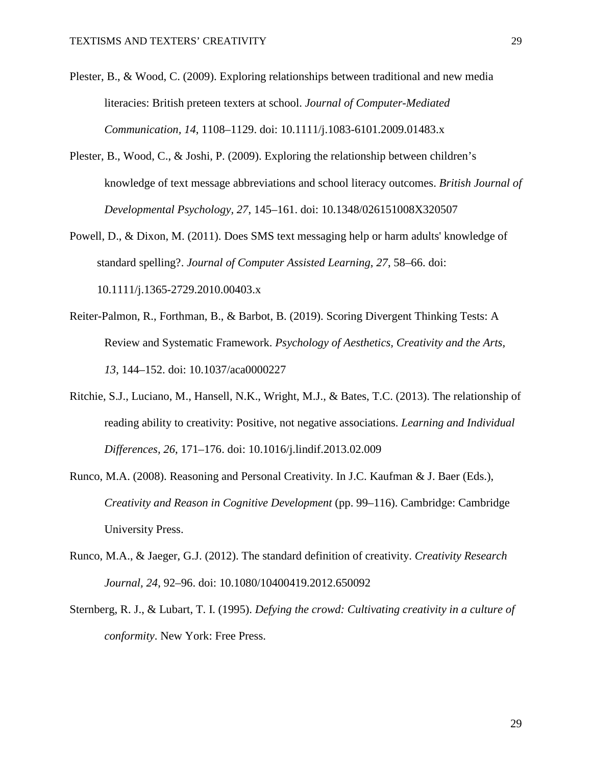Plester, B., & Wood, C. (2009). Exploring relationships between traditional and new media literacies: British preteen texters at school. *Journal of Computer-Mediated Communication, 14*, 1108–1129. doi: 10.1111/j.1083-6101.2009.01483.x

Plester, B., Wood, C., & Joshi, P. (2009). Exploring the relationship between children's knowledge of text message abbreviations and school literacy outcomes. *British Journal of Developmental Psychology, 27*, 145–161. doi: 10.1348/026151008X320507

Powell, D., & Dixon, M. (2011). Does SMS text messaging help or harm adults' knowledge of standard spelling?. *Journal of Computer Assisted Learning, 27*, 58–66. doi: 10.1111/j.1365-2729.2010.00403.x

Reiter-Palmon, R., Forthman, B., & Barbot, B. (2019). Scoring Divergent Thinking Tests: A Review and Systematic Framework. *Psychology of Aesthetics, Creativity and the Arts, 13*, 144–152. doi: 10.1037/aca0000227

Ritchie, S.J., Luciano, M., Hansell, N.K., Wright, M.J., & Bates, T.C. (2013). The relationship of reading ability to creativity: Positive, not negative associations. *Learning and Individual Differences, 26*, 171–176. doi: 10.1016/j.lindif.2013.02.009

Runco, M.A. (2008). Reasoning and Personal Creativity. In J.C. Kaufman & J. Baer (Eds.), *Creativity and Reason in Cognitive Development* (pp. 99–116). Cambridge: Cambridge University Press.

Runco, M.A., & Jaeger, G.J. (2012). The standard definition of creativity. *Creativity Research Journal, 24*, 92–96. doi: 10.1080/10400419.2012.650092

Sternberg, R. J., & Lubart, T. I. (1995). *Defying the crowd: Cultivating creativity in a culture of conformity*. New York: Free Press.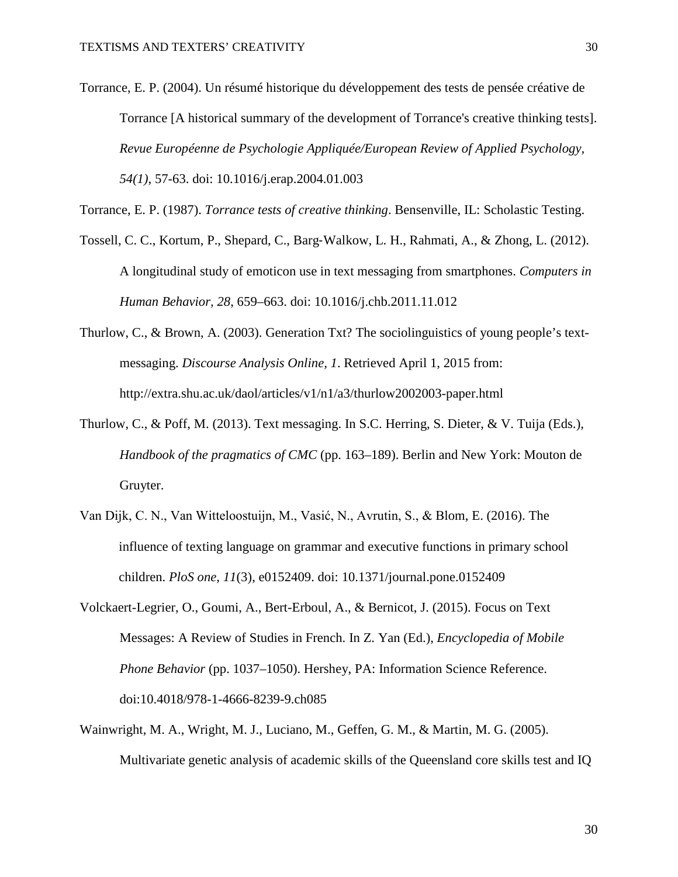Torrance, E. P. (2004). Un résumé historique du développement des tests de pensée créative de Torrance [A historical summary of the development of Torrance's creative thinking tests]. *Revue Européenne de Psychologie Appliquée/European Review of Applied Psychology, 54(1)*, 57-63. doi: 10.1016/j.erap.2004.01.003

Torrance, E. P. (1987). *Torrance tests of creative thinking*. Bensenville, IL: Scholastic Testing.

Tossell, C. C., Kortum, P., Shepard, C., Barg-Walkow, L. H., Rahmati, A., & Zhong, L. (2012). A longitudinal study of emoticon use in text messaging from smartphones. *Computers in Human Behavior, 28*, 659–663. doi: 10.1016/j.chb.2011.11.012

Thurlow, C., & Brown, A. (2003). Generation Txt? The sociolinguistics of young people's text-messaging. *Discourse Analysis Online, 1*. Retrieved April 1, 2015 from: http://extra.shu.ac.uk/daol/articles/v1/n1/a3/thurlow2002003-paper.html

Thurlow, C., & Poff, M. (2013). Text messaging. In S.C. Herring, S. Dieter, & V. Tuija (Eds.), *Handbook of the pragmatics of CMC* (pp. 163–189). Berlin and New York: Mouton de Gruyter.

Van Dijk, C. N., Van Witteloostuijn, M., Vasić, N., Avrutin, S., & Blom, E. (2016). The influence of texting language on grammar and executive functions in primary school children. *PloS one, 11*(3), e0152409. doi: 10.1371/journal.pone.0152409

Volckaert-Legrier, O., Goumi, A., Bert-Erboul, A., & Bernicot, J. (2015). Focus on Text Messages: A Review of Studies in French. In Z. Yan (Ed.), *Encyclopedia of Mobile Phone Behavior* (pp. 1037–1050). Hershey, PA: Information Science Reference. doi:10.4018/978-1-4666-8239-9.ch085

Wainwright, M. A., Wright, M. J., Luciano, M., Geffen, G. M., & Martin, M. G. (2005). Multivariate genetic analysis of academic skills of the Queensland core skills test and IQ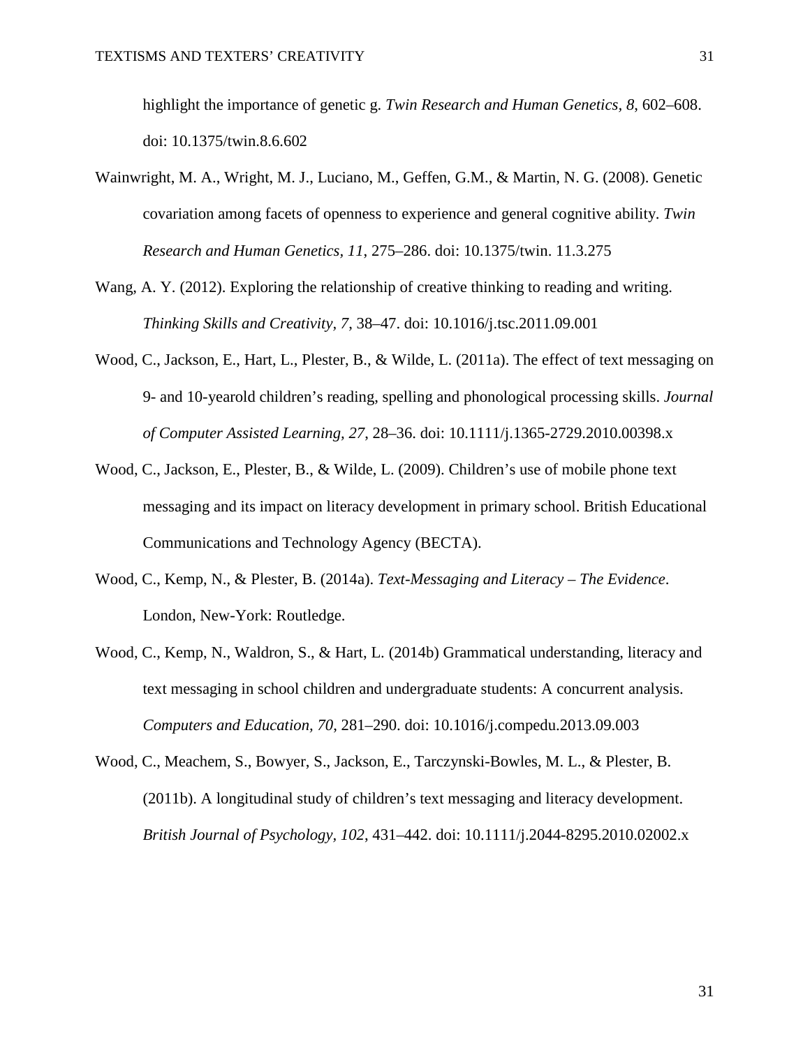highlight the importance of genetic g. *Twin Research and Human Genetics, 8*, 602–608. doi: 10.1375/twin.8.6.602

Wainwright, M. A., Wright, M. J., Luciano, M., Geffen, G.M., & Martin, N. G. (2008). Genetic covariation among facets of openness to experience and general cognitive ability. *Twin Research and Human Genetics, 11*, 275–286. doi: 10.1375/twin. 11.3.275

Wang, A. Y. (2012). Exploring the relationship of creative thinking to reading and writing. *Thinking Skills and Creativity, 7*, 38–47. doi: 10.1016/j.tsc.2011.09.001

Wood, C., Jackson, E., Hart, L., Plester, B., & Wilde, L. (2011a). The effect of text messaging on 9- and 10-yearold children's reading, spelling and phonological processing skills. *Journal of Computer Assisted Learning, 27*, 28–36. doi: 10.1111/j.1365-2729.2010.00398.x

Wood, C., Jackson, E., Plester, B., & Wilde, L. (2009). Children's use of mobile phone text messaging and its impact on literacy development in primary school. British Educational Communications and Technology Agency (BECTA).

Wood, C., Kemp, N., & Plester, B. (2014a). *Text-Messaging and Literacy – The Evidence*. London, New-York: Routledge.

Wood, C., Kemp, N., Waldron, S., & Hart, L. (2014b) Grammatical understanding, literacy and text messaging in school children and undergraduate students: A concurrent analysis. *Computers and Education, 70*, 281–290. doi: 10.1016/j.compedu.2013.09.003

Wood, C., Meachem, S., Bowyer, S., Jackson, E., Tarczynski-Bowles, M. L., & Plester, B. (2011b). A longitudinal study of children's text messaging and literacy development. *British Journal of Psychology, 102*, 431–442. doi: 10.1111/j.2044-8295.2010.02002.x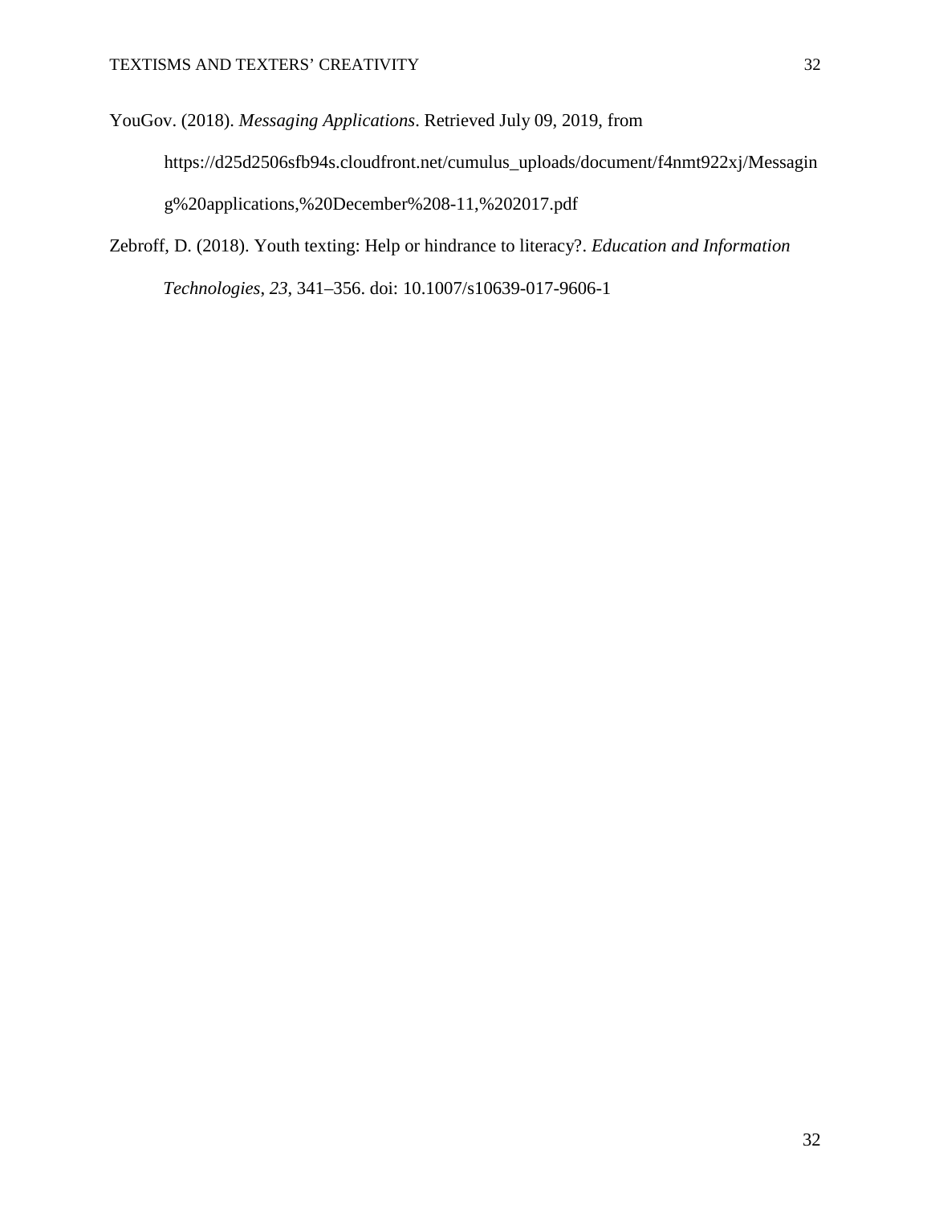YouGov. (2018). *Messaging Applications*. Retrieved July 09, 2019, from https://d25d2506sfb94s.cloudfront.net/cumulus_uploads/document/f4nmt922xj/Messaging%20applications,%20December%208-11,%202017.pdf

Zebroff, D. (2018). Youth texting: Help or hindrance to literacy?. *Education and Information Technologies*, *23*, 341–356. doi: 10.1007/s10639-017-9606-1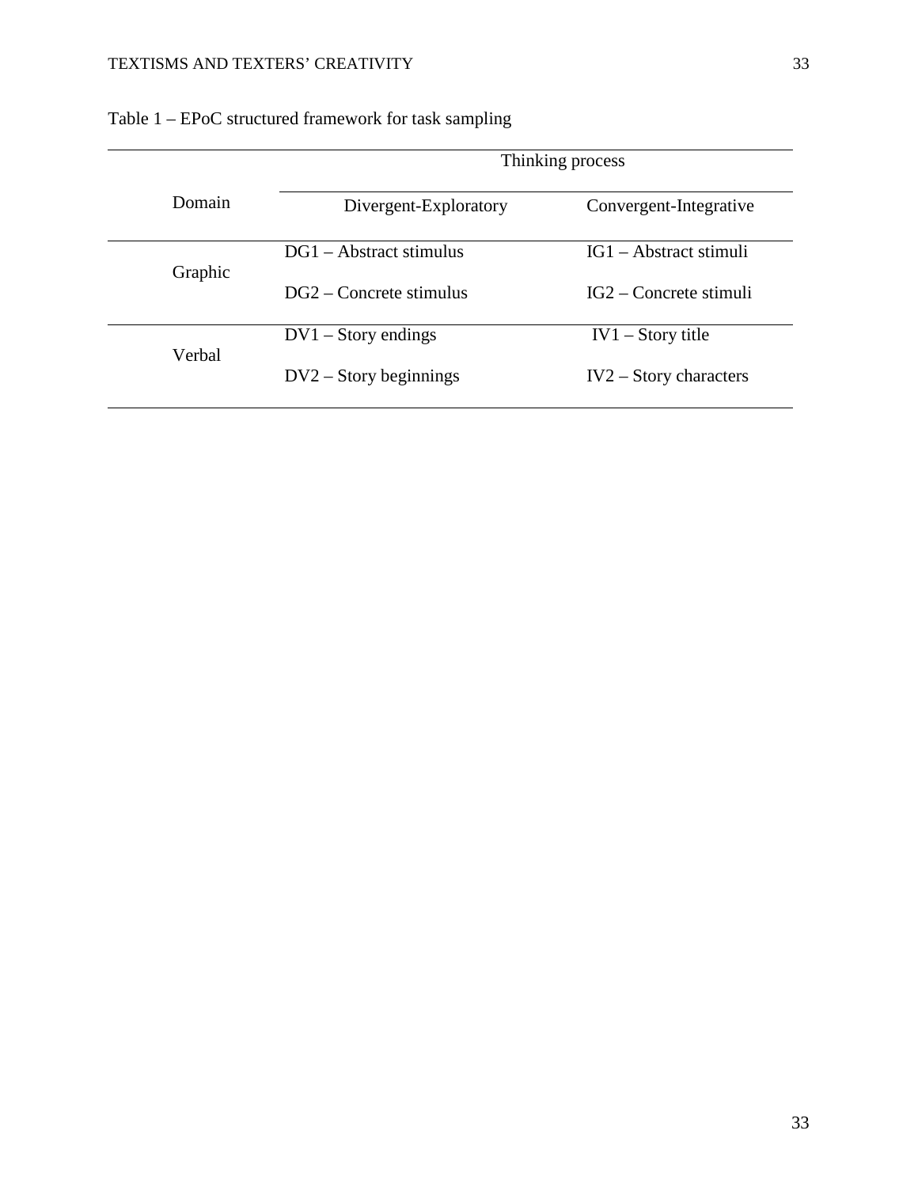Table 1 – EPoC structured framework for task sampling

| Domain | Thinking process | |
|---|---|---|
| | Divergent-Exploratory | Convergent-Integrative |
| Graphic | DG1 – Abstract stimulus | IG1 – Abstract stimuli |
| | DG2 – Concrete stimulus | IG2 – Concrete stimuli |
| Verbal | DV1 – Story endings | IV1 – Story title |
| | DV2 – Story beginnings | IV2 – Story characters |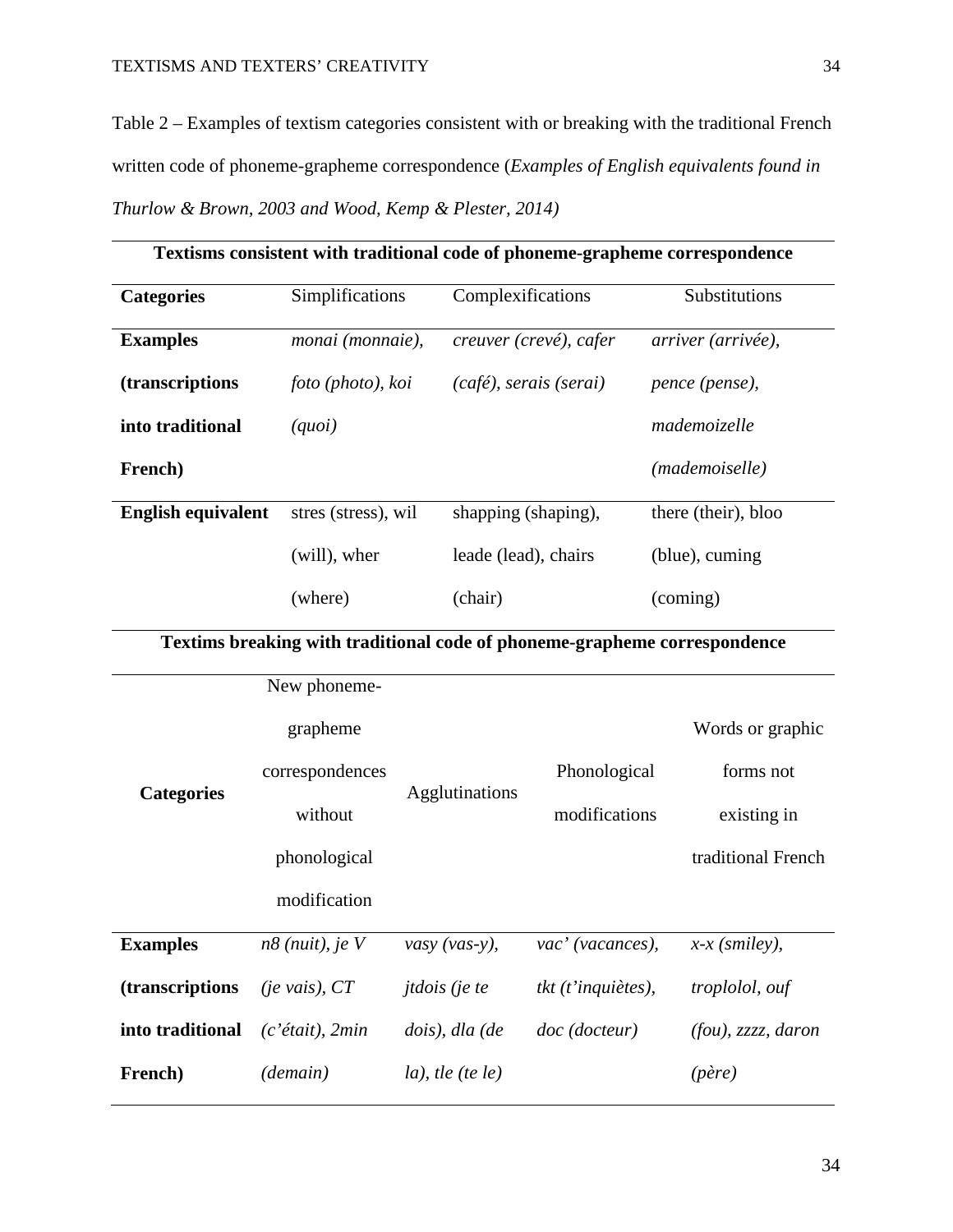Table 2 – Examples of textism categories consistent with or breaking with the traditional French written code of phoneme-grapheme correspondence (*Examples of English equivalents found in Thurlow & Brown, 2003 and Wood, Kemp & Plester, 2014)*

| Textisms consistent with traditional code of phoneme-grapheme correspondence | | | |
|---|---|---|---|
| **Categories** | Simplifications | Complexifications | Substitutions |
| **Examples (transcriptions into traditional French)** | *monai (monnaie), foto (photo), koi (quoi)* | *creuver (crevé), cafer (café), serais (serai)* | *arriver (arrivée), pence (pense), mademoizelle (mademoiselle)* |
| **English equivalent** | stres (stress), wil (will), wher (where) | shapping (shaping), leade (lead), chairs (chair) | there (their), bloo (blue), cuming (coming) |

| Textims breaking with traditional code of phoneme-grapheme correspondence | | | | |
|---|---|---|---|---|
| **Categories** | New phoneme-grapheme correspondences without phonological modification | Agglutinations | Phonological modifications | Words or graphic forms not existing in traditional French |
| **Examples (transcriptions into traditional French)** | *n8 (nuit), je V (je vais), CT (c'était), 2min (demain)* | *vasy (vas-y), jtdois (je te dois), dla (de la), tle (te le)* | *vac' (vacances), tkt (t'inquiètes), doc (docteur)* | *x-x (smiley), troplolol, ouf (fou), zzzz, daron (père)* |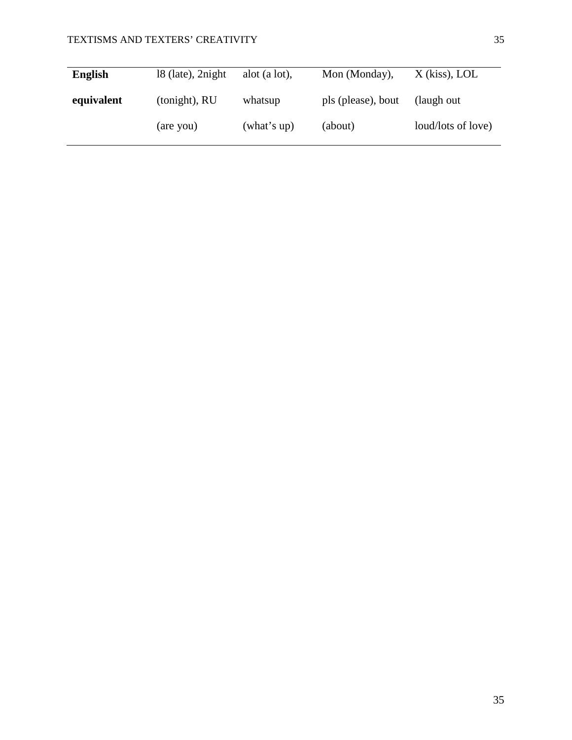| **English equivalent** | l8 (late), 2night (tonight), RU (are you) | alot (a lot), whatsup (what's up) | Mon (Monday), pls (please), bout (about) | X (kiss), LOL (laugh out loud/lots of love) |
|---|---|---|---|---|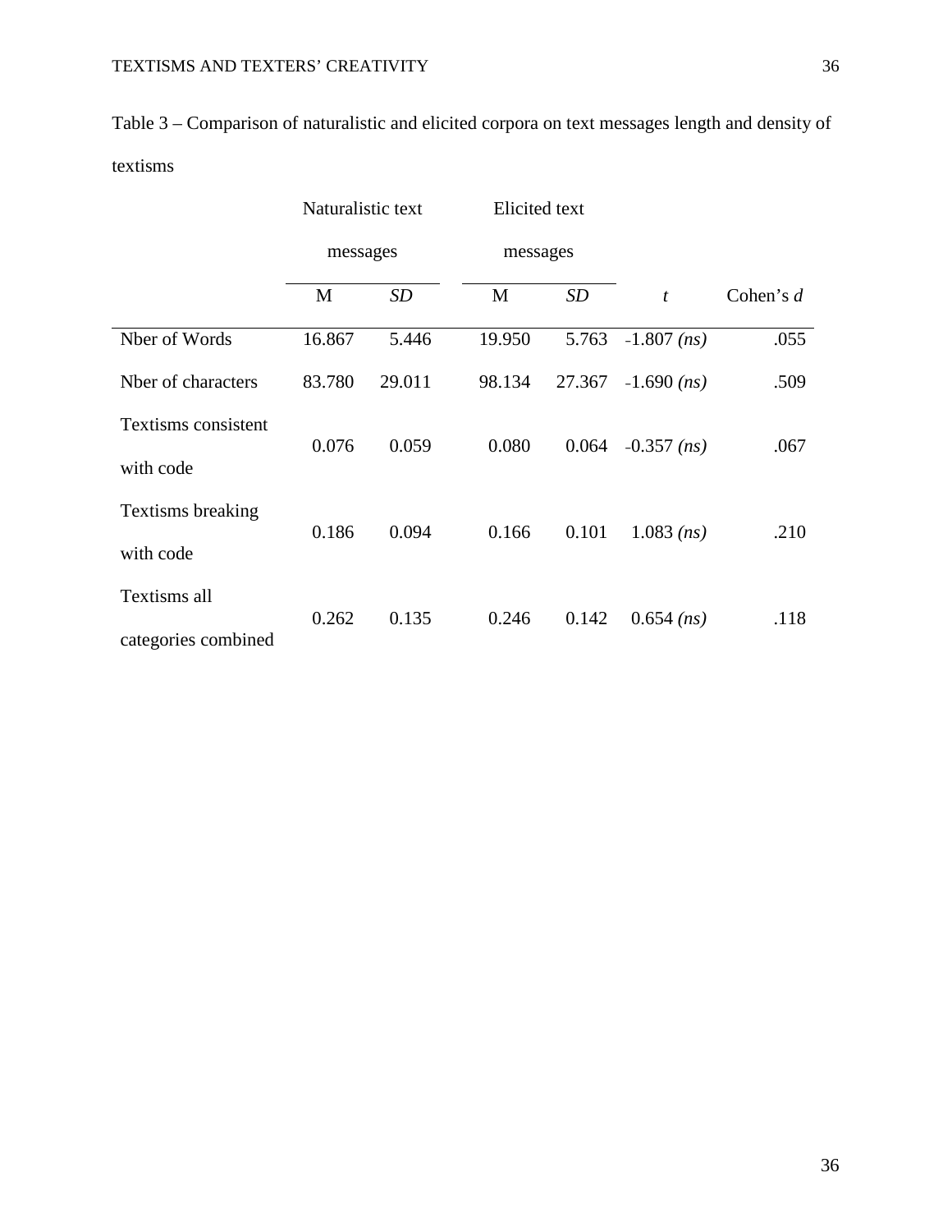Table 3 – Comparison of naturalistic and elicited corpora on text messages length and density of textisms

| | Naturalistic text messages | | Elicited text messages | | | |
|---|---|---|---|---|---|---|
| | M | *SD* | M | *SD* | *t* | Cohen's *d* |
| Nber of Words | 16.867 | 5.446 | 19.950 | 5.763 | -1.807 *(ns)* | .055 |
| Nber of characters | 83.780 | 29.011 | 98.134 | 27.367 | -1.690 *(ns)* | .509 |
| Textisms consistent with code | 0.076 | 0.059 | 0.080 | 0.064 | -0.357 *(ns)* | .067 |
| Textisms breaking with code | 0.186 | 0.094 | 0.166 | 0.101 | 1.083 *(ns)* | .210 |
| Textisms all categories combined | 0.262 | 0.135 | 0.246 | 0.142 | 0.654 *(ns)* | .118 |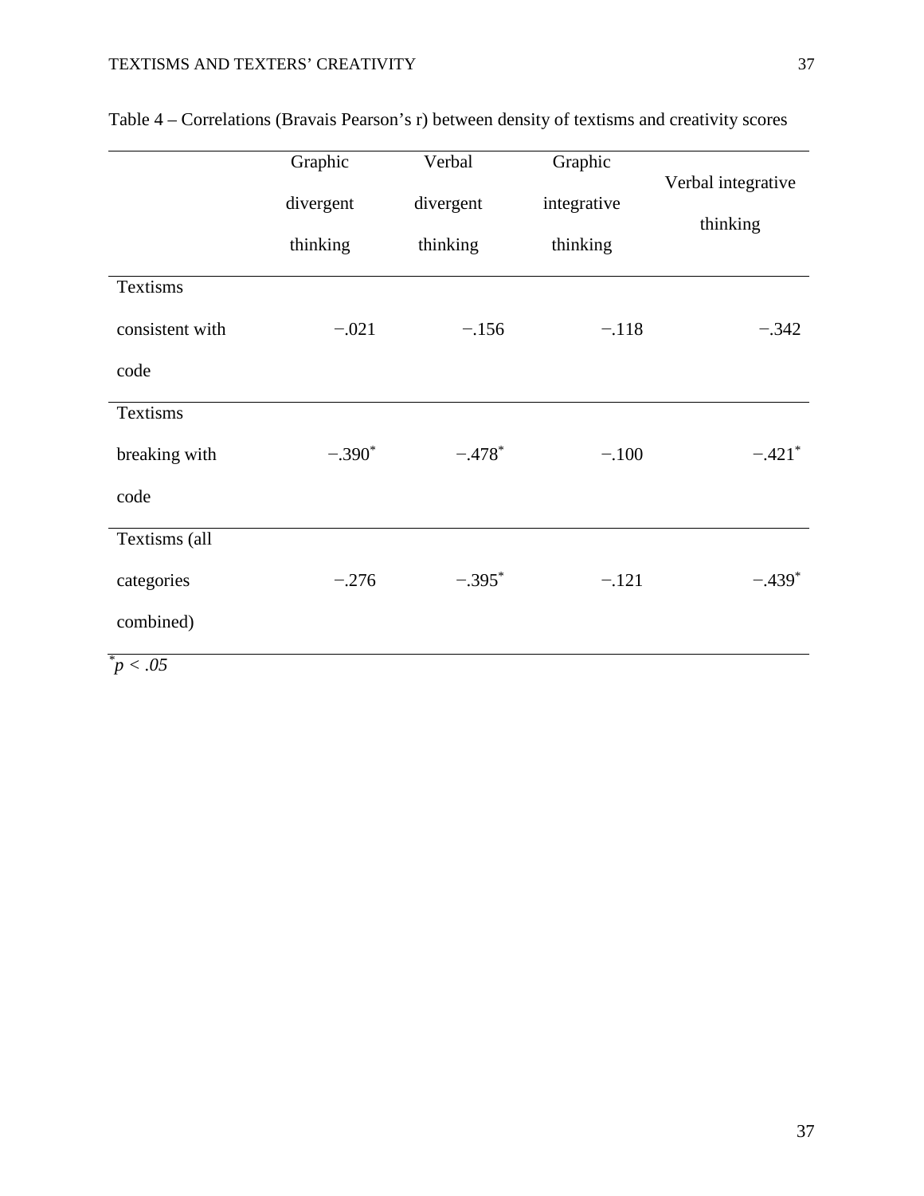Table 4 – Correlations (Bravais Pearson's r) between density of textisms and creativity scores

| | Graphic divergent thinking | Verbal divergent thinking | Graphic integrative thinking | Verbal integrative thinking |
|---|---|---|---|---|
| Textisms consistent with code | −.021 | −.156 | −.118 | −.342 |
| Textisms breaking with code | −.390* | −.478* | −.100 | −.421* |
| Textisms (all categories combined) | −.276 | −.395* | −.121 | −.439* |

*$p < .05$